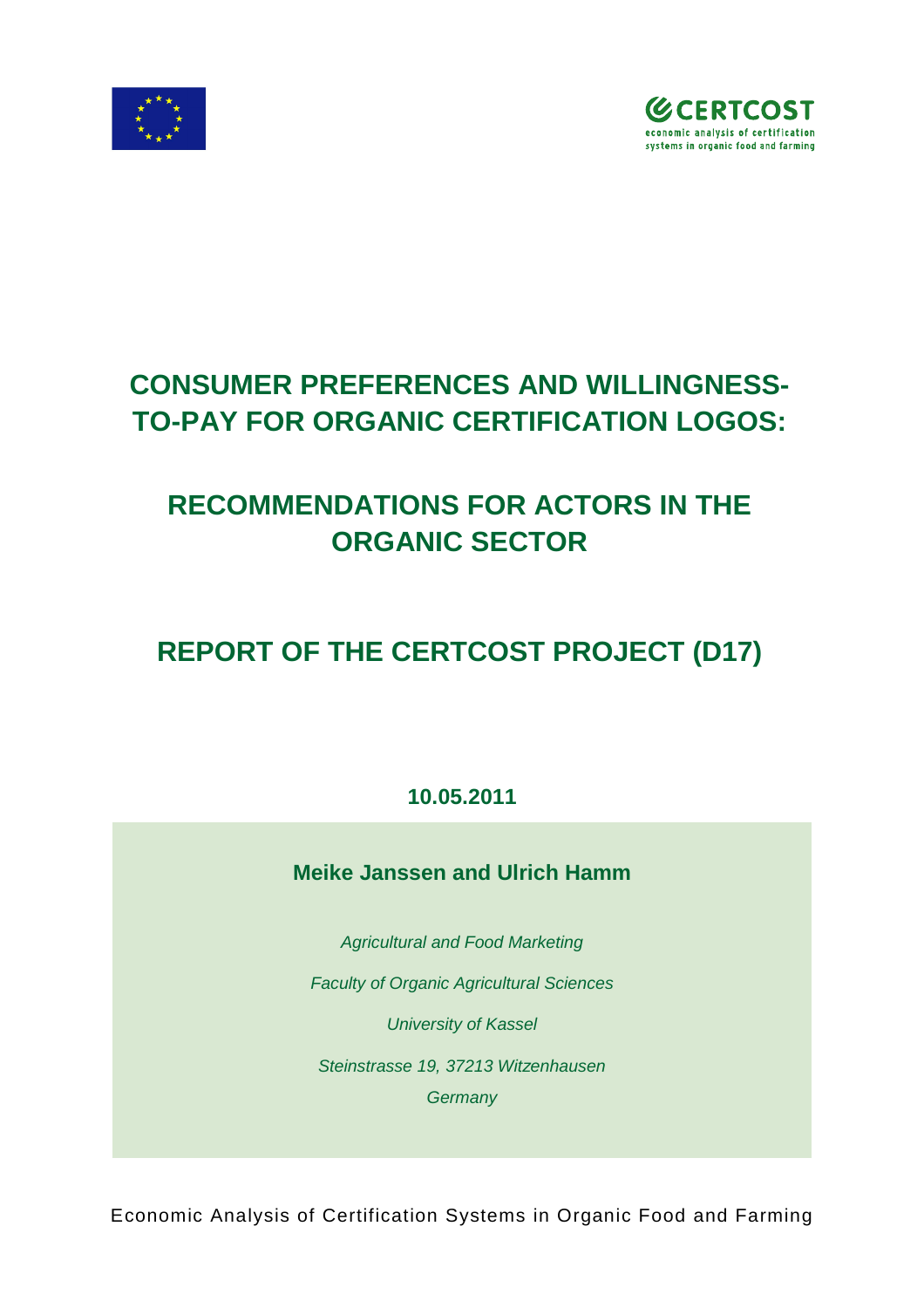CERTCOST

economic analysis of certification systems in organic food and farming

# CONSUMER PREFERENCES AND WILLINGNESS-TO-PAY FOR ORGANIC CERTIFICATION LOGOS:

# RECOMMENDATIONS FOR ACTORS IN THE ORGANIC SECTOR

# REPORT OF THE CERTCOST PROJECT (D17)

**10.05.2011**

**Meike Janssen and Ulrich Hamm**

*Agricultural and Food Marketing*

*Faculty of Organic Agricultural Sciences*

*University of Kassel*

*Steinstrasse 19, 37213 Witzenhausen*

*Germany*

Economic Analysis of Certification Systems in Organic Food and Farming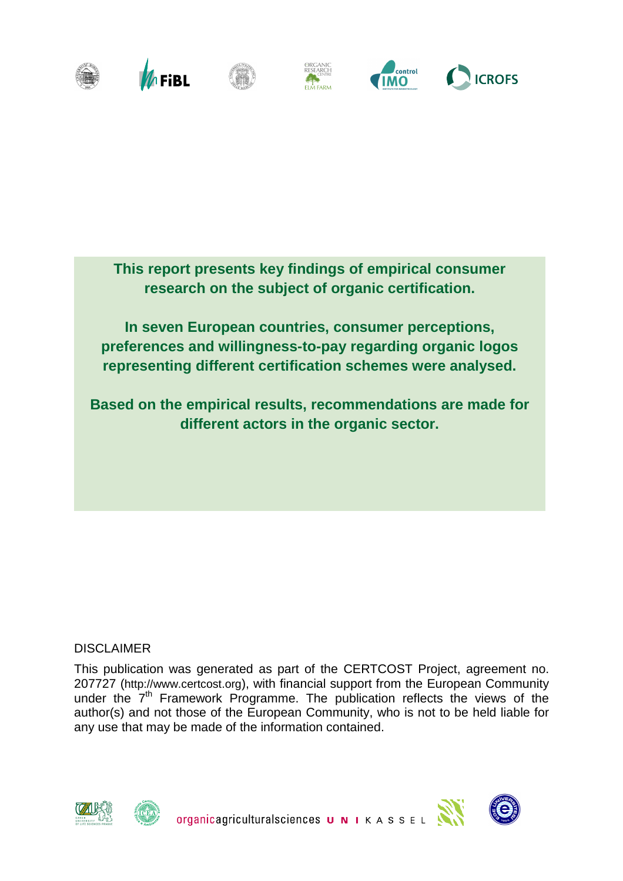**This report presents key findings of empirical consumer research on the subject of organic certification.**

**In seven European countries, consumer perceptions, preferences and willingness-to-pay regarding organic logos representing different certification schemes were analysed.**

**Based on the empirical results, recommendations are made for different actors in the organic sector.**

DISCLAIMER

This publication was generated as part of the CERTCOST Project, agreement no. 207727 (http://www.certcost.org), with financial support from the European Community under the 7th Framework Programme. The publication reflects the views of the author(s) and not those of the European Community, who is not to be held liable for any use that may be made of the information contained.

organicagriculturalsciences UNI KASSEL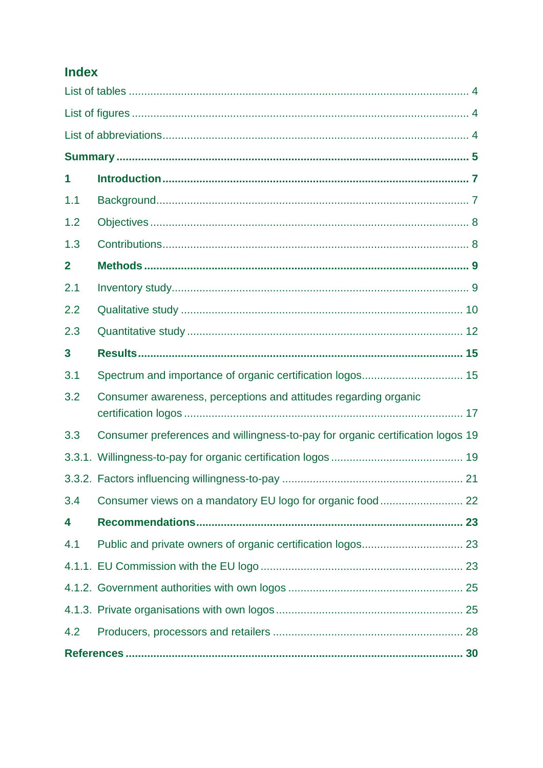## Index

List of tables ........................................................................................................ 4

List of figures ........................................................................................................ 4

List of abbreviations................................................................................................ 4

**Summary ............................................................................................................... 5**

**1 Introduction ........................................................................................................ 7**

1.1 Background........................................................................................................ 7

1.2 Objectives ........................................................................................................... 8

1.3 Contributions....................................................................................................... 8

**2 Methods ................................................................................................................ 9**

2.1 Inventory study.................................................................................................... 9

2.2 Qualitative study ............................................................................................... 10

2.3 Quantitative study ............................................................................................. 12

**3 Results................................................................................................................. 15**

3.1 Spectrum and importance of organic certification logos................................ 15

3.2 Consumer awareness, perceptions and attitudes regarding organic certification logos ........................................................................................................ 17

3.3 Consumer preferences and willingness-to-pay for organic certification logos 19

3.3.1. Willingness-to-pay for organic certification logos ......................................... 19

3.3.2. Factors influencing willingness-to-pay ......................................................... 21

3.4 Consumer views on a mandatory EU logo for organic food .......................... 22

**4 Recommendations.............................................................................................. 23**

4.1 Public and private owners of organic certification logos................................ 23

4.1.1. EU Commission with the EU logo ................................................................ 23

4.1.2. Government authorities with own logos ...................................................... 25

4.1.3. Private organisations with own logos........................................................... 25

4.2 Producers, processors and retailers ............................................................. 28

**References ........................................................................................................... 30**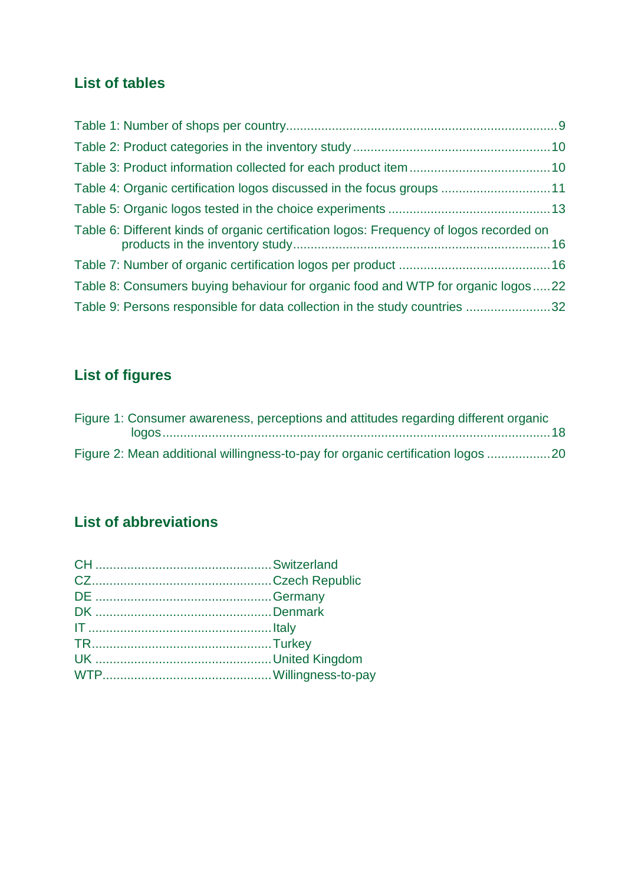## List of tables

Table 1: Number of shops per country ........................................................................... 9

Table 2: Product categories in the inventory study ...................................................... 10

Table 3: Product information collected for each product item ...................................... 10

Table 4: Organic certification logos discussed in the focus groups ............................. 11

Table 5: Organic logos tested in the choice experiments ............................................ 13

Table 6: Different kinds of organic certification logos: Frequency of logos recorded on products in the inventory study ....................................................................... 16

Table 7: Number of organic certification logos per product .......................................... 16

Table 8: Consumers buying behaviour for organic food and WTP for organic logos ..... 22

Table 9: Persons responsible for data collection in the study countries ....................... 32

## List of figures

Figure 1: Consumer awareness, perceptions and attitudes regarding different organic logos ........................................................................................................... 18

Figure 2: Mean additional willingness-to-pay for organic certification logos ................. 20

## List of abbreviations

CH ................................................ Switzerland
CZ ................................................ Czech Republic
DE ................................................ Germany
DK ................................................ Denmark
IT .................................................. Italy
TR ................................................ Turkey
UK ................................................ United Kingdom
WTP .............................................. Willingness-to-pay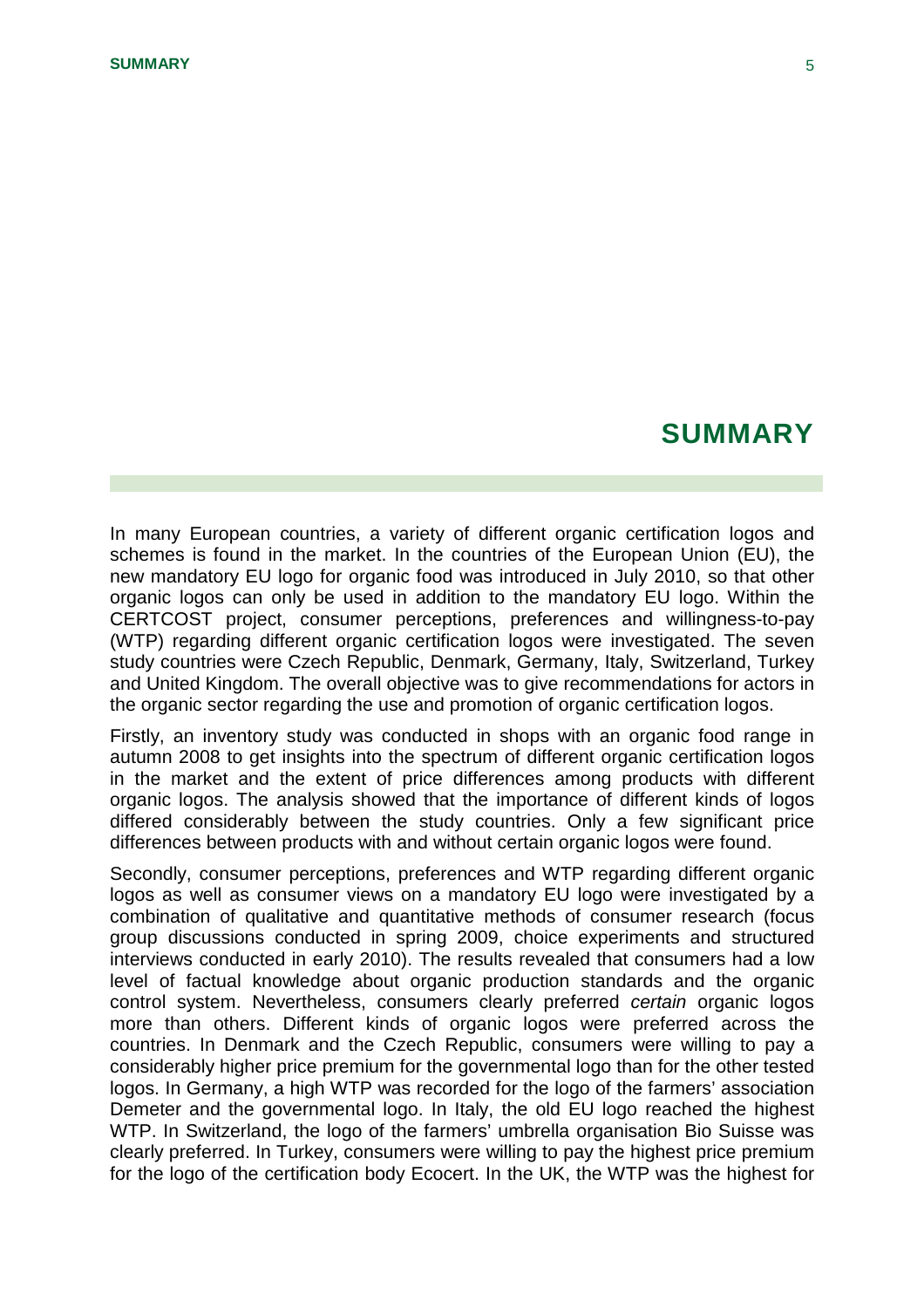# SUMMARY

In many European countries, a variety of different organic certification logos and schemes is found in the market. In the countries of the European Union (EU), the new mandatory EU logo for organic food was introduced in July 2010, so that other organic logos can only be used in addition to the mandatory EU logo. Within the CERTCOST project, consumer perceptions, preferences and willingness-to-pay (WTP) regarding different organic certification logos were investigated. The seven study countries were Czech Republic, Denmark, Germany, Italy, Switzerland, Turkey and United Kingdom. The overall objective was to give recommendations for actors in the organic sector regarding the use and promotion of organic certification logos.

Firstly, an inventory study was conducted in shops with an organic food range in autumn 2008 to get insights into the spectrum of different organic certification logos in the market and the extent of price differences among products with different organic logos. The analysis showed that the importance of different kinds of logos differed considerably between the study countries. Only a few significant price differences between products with and without certain organic logos were found.

Secondly, consumer perceptions, preferences and WTP regarding different organic logos as well as consumer views on a mandatory EU logo were investigated by a combination of qualitative and quantitative methods of consumer research (focus group discussions conducted in spring 2009, choice experiments and structured interviews conducted in early 2010). The results revealed that consumers had a low level of factual knowledge about organic production standards and the organic control system. Nevertheless, consumers clearly preferred *certain* organic logos more than others. Different kinds of organic logos were preferred across the countries. In Denmark and the Czech Republic, consumers were willing to pay a considerably higher price premium for the governmental logo than for the other tested logos. In Germany, a high WTP was recorded for the logo of the farmers' association Demeter and the governmental logo. In Italy, the old EU logo reached the highest WTP. In Switzerland, the logo of the farmers' umbrella organisation Bio Suisse was clearly preferred. In Turkey, consumers were willing to pay the highest price premium for the logo of the certification body Ecocert. In the UK, the WTP was the highest for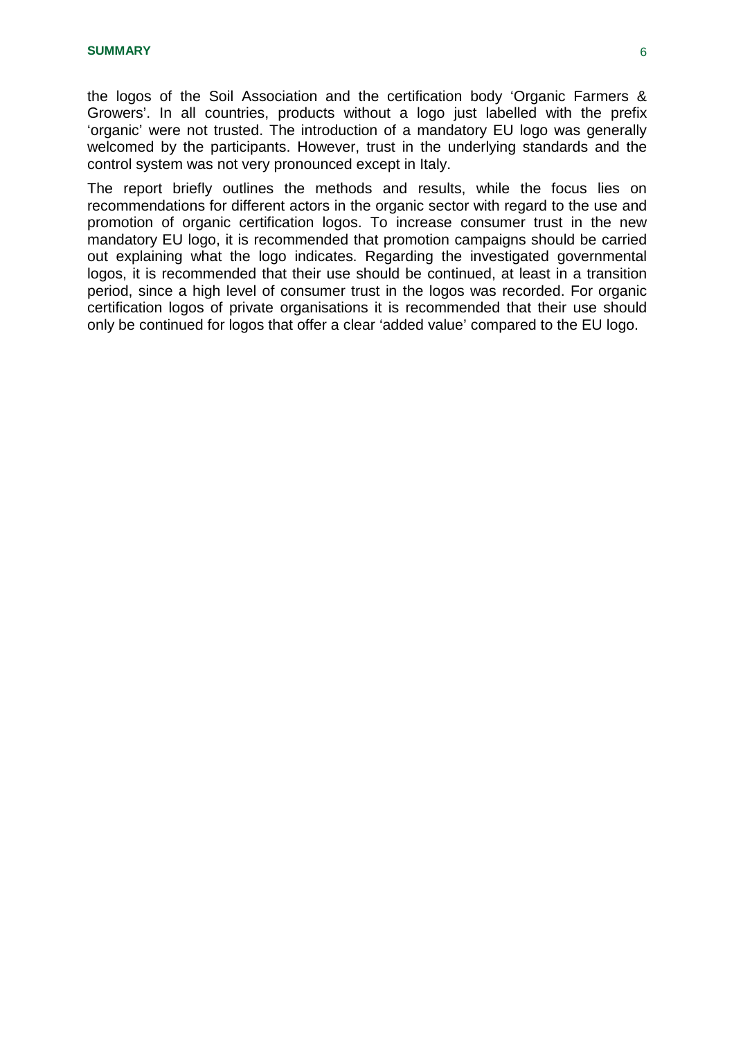the logos of the Soil Association and the certification body ‘Organic Farmers & Growers’. In all countries, products without a logo just labelled with the prefix ‘organic’ were not trusted. The introduction of a mandatory EU logo was generally welcomed by the participants. However, trust in the underlying standards and the control system was not very pronounced except in Italy.

The report briefly outlines the methods and results, while the focus lies on recommendations for different actors in the organic sector with regard to the use and promotion of organic certification logos. To increase consumer trust in the new mandatory EU logo, it is recommended that promotion campaigns should be carried out explaining what the logo indicates. Regarding the investigated governmental logos, it is recommended that their use should be continued, at least in a transition period, since a high level of consumer trust in the logos was recorded. For organic certification logos of private organisations it is recommended that their use should only be continued for logos that offer a clear ‘added value’ compared to the EU logo.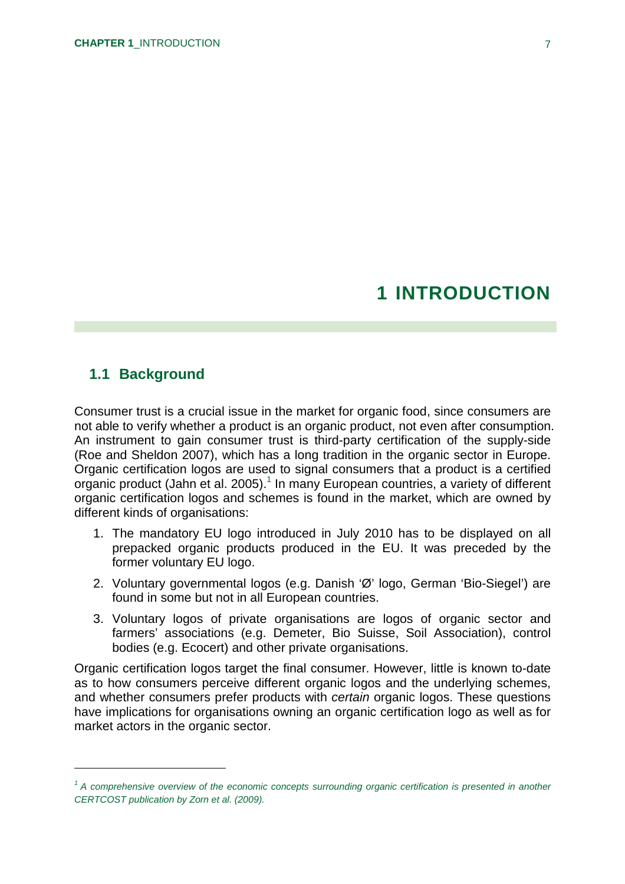# 1 INTRODUCTION

## 1.1 Background

Consumer trust is a crucial issue in the market for organic food, since consumers are not able to verify whether a product is an organic product, not even after consumption. An instrument to gain consumer trust is third-party certification of the supply-side (Roe and Sheldon 2007), which has a long tradition in the organic sector in Europe. Organic certification logos are used to signal consumers that a product is a certified organic product (Jahn et al. 2005).[1] In many European countries, a variety of different organic certification logos and schemes is found in the market, which are owned by different kinds of organisations:

1. The mandatory EU logo introduced in July 2010 has to be displayed on all prepacked organic products produced in the EU. It was preceded by the former voluntary EU logo.
2. Voluntary governmental logos (e.g. Danish 'Ø' logo, German 'Bio-Siegel') are found in some but not in all European countries.
3. Voluntary logos of private organisations are logos of organic sector and farmers' associations (e.g. Demeter, Bio Suisse, Soil Association), control bodies (e.g. Ecocert) and other private organisations.

Organic certification logos target the final consumer. However, little is known to-date as to how consumers perceive different organic logos and the underlying schemes, and whether consumers prefer products with *certain* organic logos. These questions have implications for organisations owning an organic certification logo as well as for market actors in the organic sector.

---

[1] *A comprehensive overview of the economic concepts surrounding organic certification is presented in another CERTCOST publication by Zorn et al. (2009).*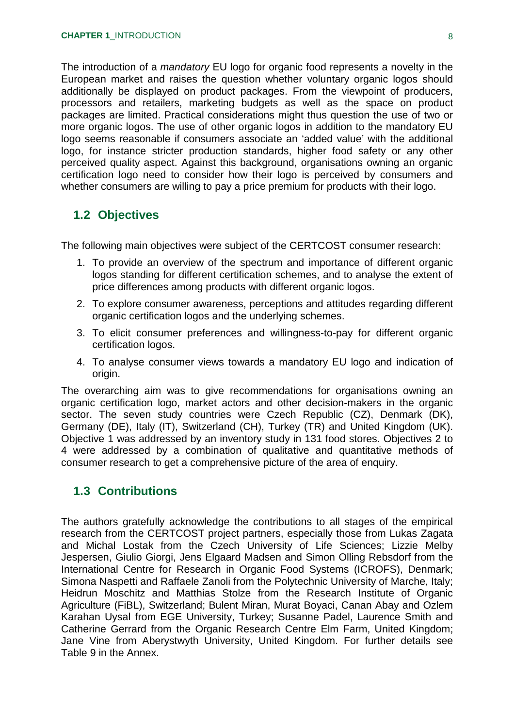The introduction of a *mandatory* EU logo for organic food represents a novelty in the European market and raises the question whether voluntary organic logos should additionally be displayed on product packages. From the viewpoint of producers, processors and retailers, marketing budgets as well as the space on product packages are limited. Practical considerations might thus question the use of two or more organic logos. The use of other organic logos in addition to the mandatory EU logo seems reasonable if consumers associate an 'added value' with the additional logo, for instance stricter production standards, higher food safety or any other perceived quality aspect. Against this background, organisations owning an organic certification logo need to consider how their logo is perceived by consumers and whether consumers are willing to pay a price premium for products with their logo.

## 1.2 Objectives

The following main objectives were subject of the CERTCOST consumer research:

1. To provide an overview of the spectrum and importance of different organic logos standing for different certification schemes, and to analyse the extent of price differences among products with different organic logos.
2. To explore consumer awareness, perceptions and attitudes regarding different organic certification logos and the underlying schemes.
3. To elicit consumer preferences and willingness-to-pay for different organic certification logos.
4. To analyse consumer views towards a mandatory EU logo and indication of origin.

The overarching aim was to give recommendations for organisations owning an organic certification logo, market actors and other decision-makers in the organic sector. The seven study countries were Czech Republic (CZ), Denmark (DK), Germany (DE), Italy (IT), Switzerland (CH), Turkey (TR) and United Kingdom (UK). Objective 1 was addressed by an inventory study in 131 food stores. Objectives 2 to 4 were addressed by a combination of qualitative and quantitative methods of consumer research to get a comprehensive picture of the area of enquiry.

## 1.3 Contributions

The authors gratefully acknowledge the contributions to all stages of the empirical research from the CERTCOST project partners, especially those from Lukas Zagata and Michal Lostak from the Czech University of Life Sciences; Lizzie Melby Jespersen, Giulio Giorgi, Jens Elgaard Madsen and Simon Olling Rebsdorf from the International Centre for Research in Organic Food Systems (ICROFS), Denmark; Simona Naspetti and Raffaele Zanoli from the Polytechnic University of Marche, Italy; Heidrun Moschitz and Matthias Stolze from the Research Institute of Organic Agriculture (FiBL), Switzerland; Bulent Miran, Murat Boyaci, Canan Abay and Ozlem Karahan Uysal from EGE University, Turkey; Susanne Padel, Laurence Smith and Catherine Gerrard from the Organic Research Centre Elm Farm, United Kingdom; Jane Vine from Aberystwyth University, United Kingdom. For further details see Table 9 in the Annex.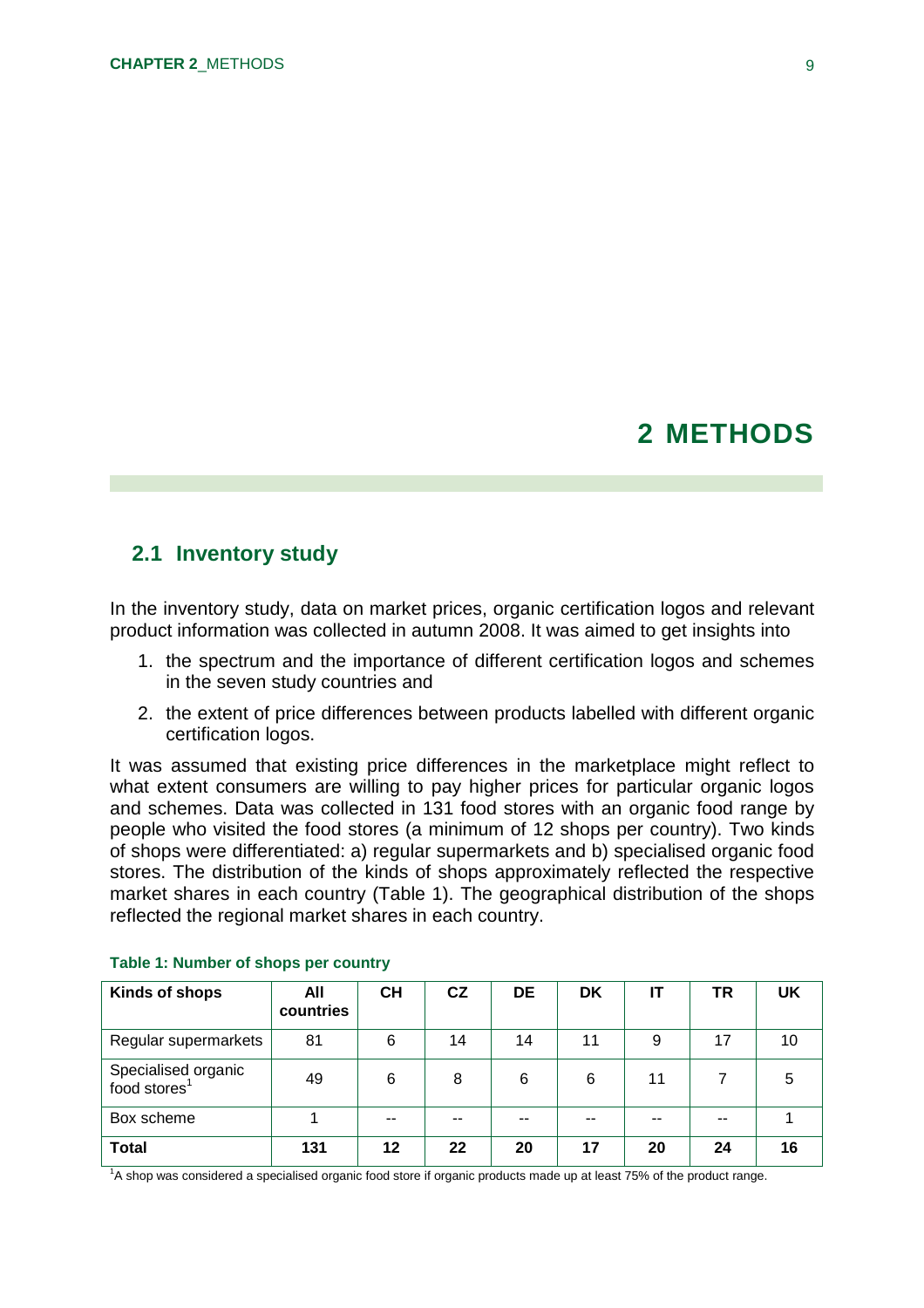# 2 METHODS

## 2.1 Inventory study

In the inventory study, data on market prices, organic certification logos and relevant product information was collected in autumn 2008. It was aimed to get insights into

1. the spectrum and the importance of different certification logos and schemes in the seven study countries and
2. the extent of price differences between products labelled with different organic certification logos.

It was assumed that existing price differences in the marketplace might reflect to what extent consumers are willing to pay higher prices for particular organic logos and schemes. Data was collected in 131 food stores with an organic food range by people who visited the food stores (a minimum of 12 shops per country). Two kinds of shops were differentiated: a) regular supermarkets and b) specialised organic food stores. The distribution of the kinds of shops approximately reflected the respective market shares in each country (Table 1). The geographical distribution of the shops reflected the regional market shares in each country.

**Table 1: Number of shops per country**

| Kinds of shops | All countries | CH | CZ | DE | DK | IT | TR | UK |
|---|---|---|---|---|---|---|---|---|
| Regular supermarkets | 81 | 6 | 14 | 14 | 11 | 9 | 17 | 10 |
| Specialised organic food stores[1] | 49 | 6 | 8 | 6 | 6 | 11 | 7 | 5 |
| Box scheme | 1 | -- | -- | -- | -- | -- | -- | 1 |
| **Total** | **131** | **12** | **22** | **20** | **17** | **20** | **24** | **16** |

[1]A shop was considered a specialised organic food store if organic products made up at least 75% of the product range.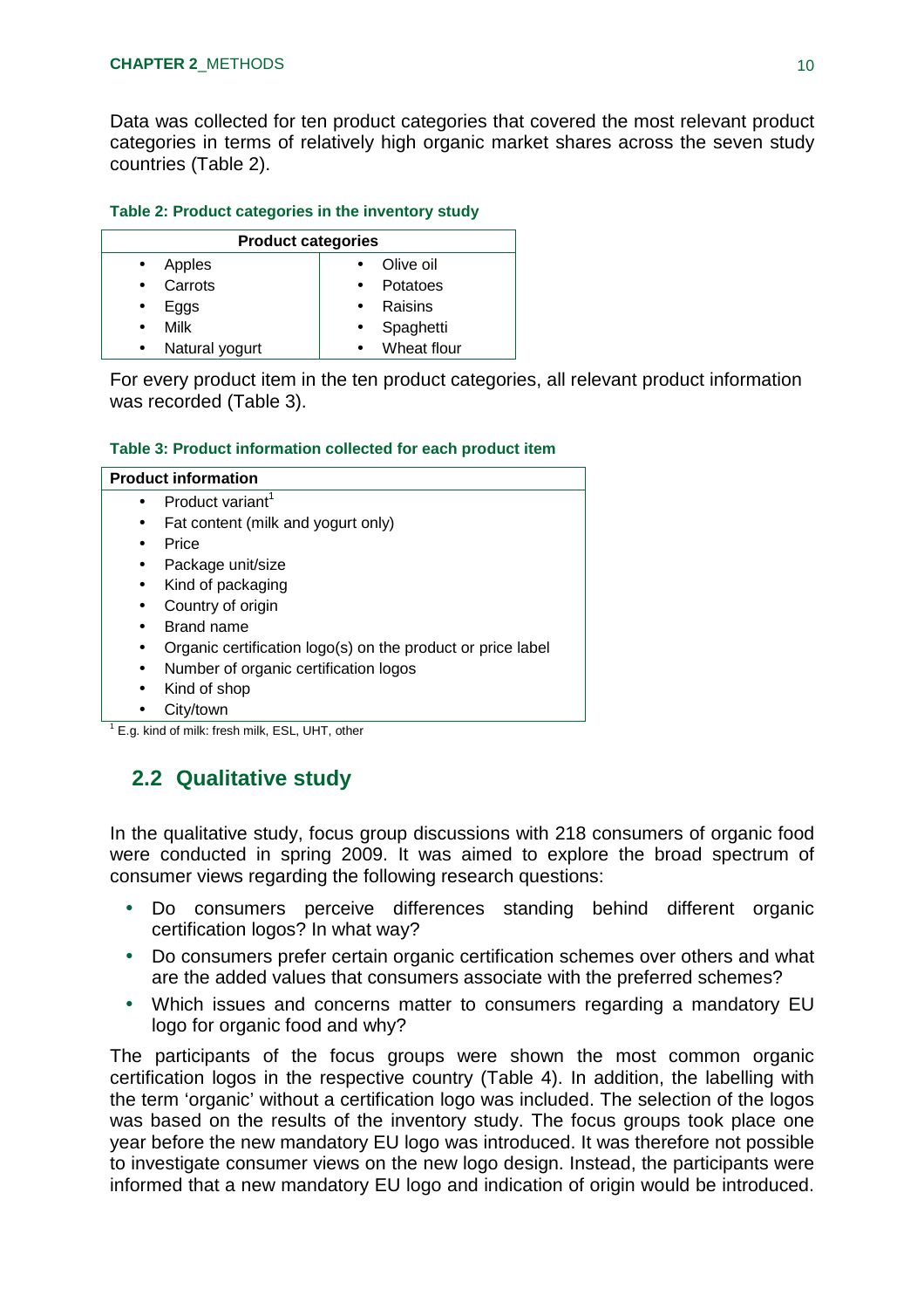Data was collected for ten product categories that covered the most relevant product categories in terms of relatively high organic market shares across the seven study countries (Table 2).

**Table 2: Product categories in the inventory study**

| Product categories | |
|---|---|
| • Apples | • Olive oil |
| • Carrots | • Potatoes |
| • Eggs | • Raisins |
| • Milk | • Spaghetti |
| • Natural yogurt | • Wheat flour |

For every product item in the ten product categories, all relevant product information was recorded (Table 3).

**Table 3: Product information collected for each product item**

| Product information |
|---|
| • Product variant[1] |
| • Fat content (milk and yogurt only) |
| • Price |
| • Package unit/size |
| • Kind of packaging |
| • Country of origin |
| • Brand name |
| • Organic certification logo(s) on the product or price label |
| • Number of organic certification logos |
| • Kind of shop |
| • City/town |

[1] E.g. kind of milk: fresh milk, ESL, UHT, other

## 2.2 Qualitative study

In the qualitative study, focus group discussions with 218 consumers of organic food were conducted in spring 2009. It was aimed to explore the broad spectrum of consumer views regarding the following research questions:

- Do consumers perceive differences standing behind different organic certification logos? In what way?
- Do consumers prefer certain organic certification schemes over others and what are the added values that consumers associate with the preferred schemes?
- Which issues and concerns matter to consumers regarding a mandatory EU logo for organic food and why?

The participants of the focus groups were shown the most common organic certification logos in the respective country (Table 4). In addition, the labelling with the term 'organic' without a certification logo was included. The selection of the logos was based on the results of the inventory study. The focus groups took place one year before the new mandatory EU logo was introduced. It was therefore not possible to investigate consumer views on the new logo design. Instead, the participants were informed that a new mandatory EU logo and indication of origin would be introduced.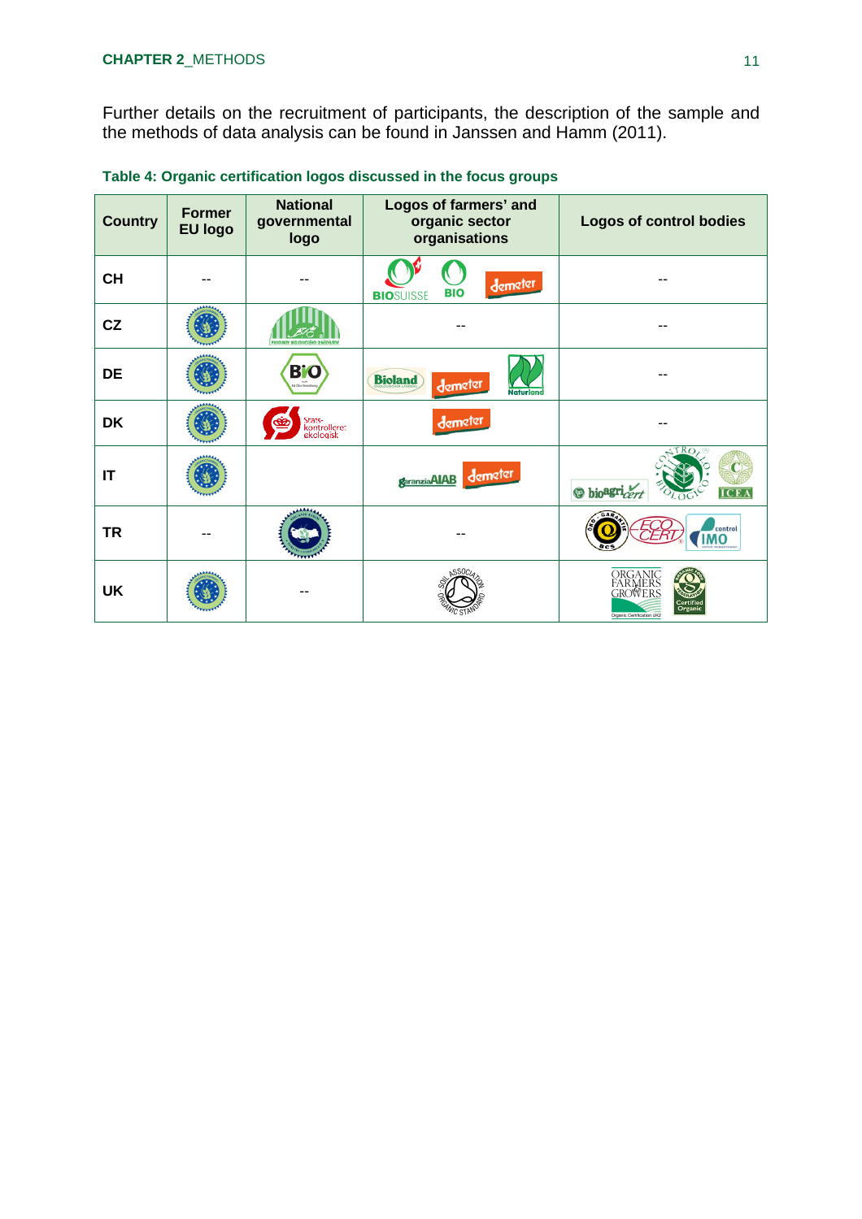Further details on the recruitment of participants, the description of the sample and the methods of data analysis can be found in Janssen and Hamm (2011).

**Table 4: Organic certification logos discussed in the focus groups**

| Country | Former EU logo | National governmental logo | Logos of farmers' and organic sector organisations | Logos of control bodies |
|---|---|---|---|---|
| CH | -- | -- | BIOSUISSE, BIO, demeter | -- |
| CZ | | PRODUKT EKOLOGICKÉHO ZEMĚDĚLSTVÍ | -- | -- |
| DE | | BIO | Bioland, demeter, Naturland | -- |
| DK | | Stats-kontrolleret økologisk | demeter | -- |
| IT | | | garanziaAIAB, demeter | bioagricert, Controllo Biologico, ICEA |
| TR | -- | | -- | BCS Öko-Garantie, ECOCERT, control IMO |
| UK | | -- | Soil Association Organic Standard | Organic Farmers & Growers, Certified Organic |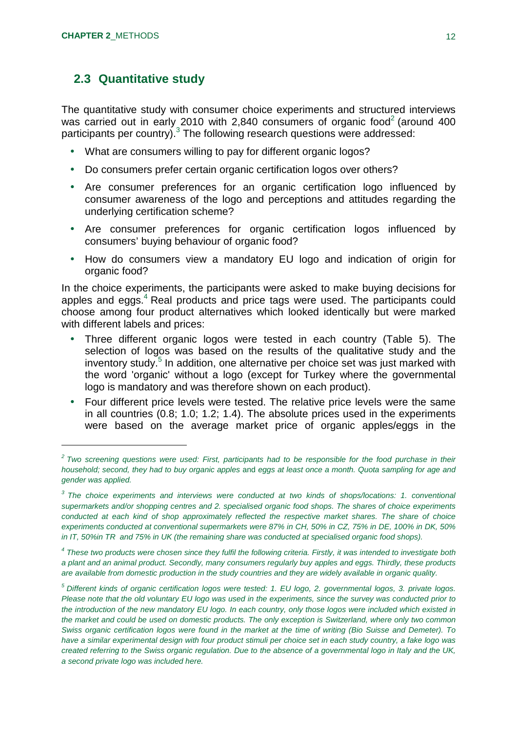## 2.3 Quantitative study

The quantitative study with consumer choice experiments and structured interviews was carried out in early 2010 with 2,840 consumers of organic food[2] (around 400 participants per country).[3] The following research questions were addressed:

- What are consumers willing to pay for different organic logos?
- Do consumers prefer certain organic certification logos over others?
- Are consumer preferences for an organic certification logo influenced by consumer awareness of the logo and perceptions and attitudes regarding the underlying certification scheme?
- Are consumer preferences for organic certification logos influenced by consumers' buying behaviour of organic food?
- How do consumers view a mandatory EU logo and indication of origin for organic food?

In the choice experiments, the participants were asked to make buying decisions for apples and eggs.[4] Real products and price tags were used. The participants could choose among four product alternatives which looked identically but were marked with different labels and prices:

- Three different organic logos were tested in each country (Table 5). The selection of logos was based on the results of the qualitative study and the inventory study.[5] In addition, one alternative per choice set was just marked with the word 'organic' without a logo (except for Turkey where the governmental logo is mandatory and was therefore shown on each product).
- Four different price levels were tested. The relative price levels were the same in all countries (0.8; 1.0; 1.2; 1.4). The absolute prices used in the experiments were based on the average market price of organic apples/eggs in the

---

*[2] Two screening questions were used: First, participants had to be responsible for the food purchase in their household; second, they had to buy organic apples* and *eggs at least once a month. Quota sampling for age and gender was applied.*

*[3] The choice experiments and interviews were conducted at two kinds of shops/locations: 1. conventional supermarkets and/or shopping centres and 2. specialised organic food shops. The shares of choice experiments conducted at each kind of shop approximately reflected the respective market shares. The share of choice experiments conducted at conventional supermarkets were 87% in CH, 50% in CZ, 75% in DE, 100% in DK, 50% in IT, 50%in TR and 75% in UK (the remaining share was conducted at specialised organic food shops).*

*[4] These two products were chosen since they fulfil the following criteria. Firstly, it was intended to investigate both a plant and an animal product. Secondly, many consumers regularly buy apples and eggs. Thirdly, these products are available from domestic production in the study countries and they are widely available in organic quality.*

*[5] Different kinds of organic certification logos were tested: 1. EU logo, 2. governmental logos, 3. private logos. Please note that the old voluntary EU logo was used in the experiments, since the survey was conducted prior to the introduction of the new mandatory EU logo. In each country, only those logos were included which existed in the market and could be used on domestic products. The only exception is Switzerland, where only two common Swiss organic certification logos were found in the market at the time of writing (Bio Suisse and Demeter). To have a similar experimental design with four product stimuli per choice set in each study country, a fake logo was created referring to the Swiss organic regulation. Due to the absence of a governmental logo in Italy and the UK, a second private logo was included here.*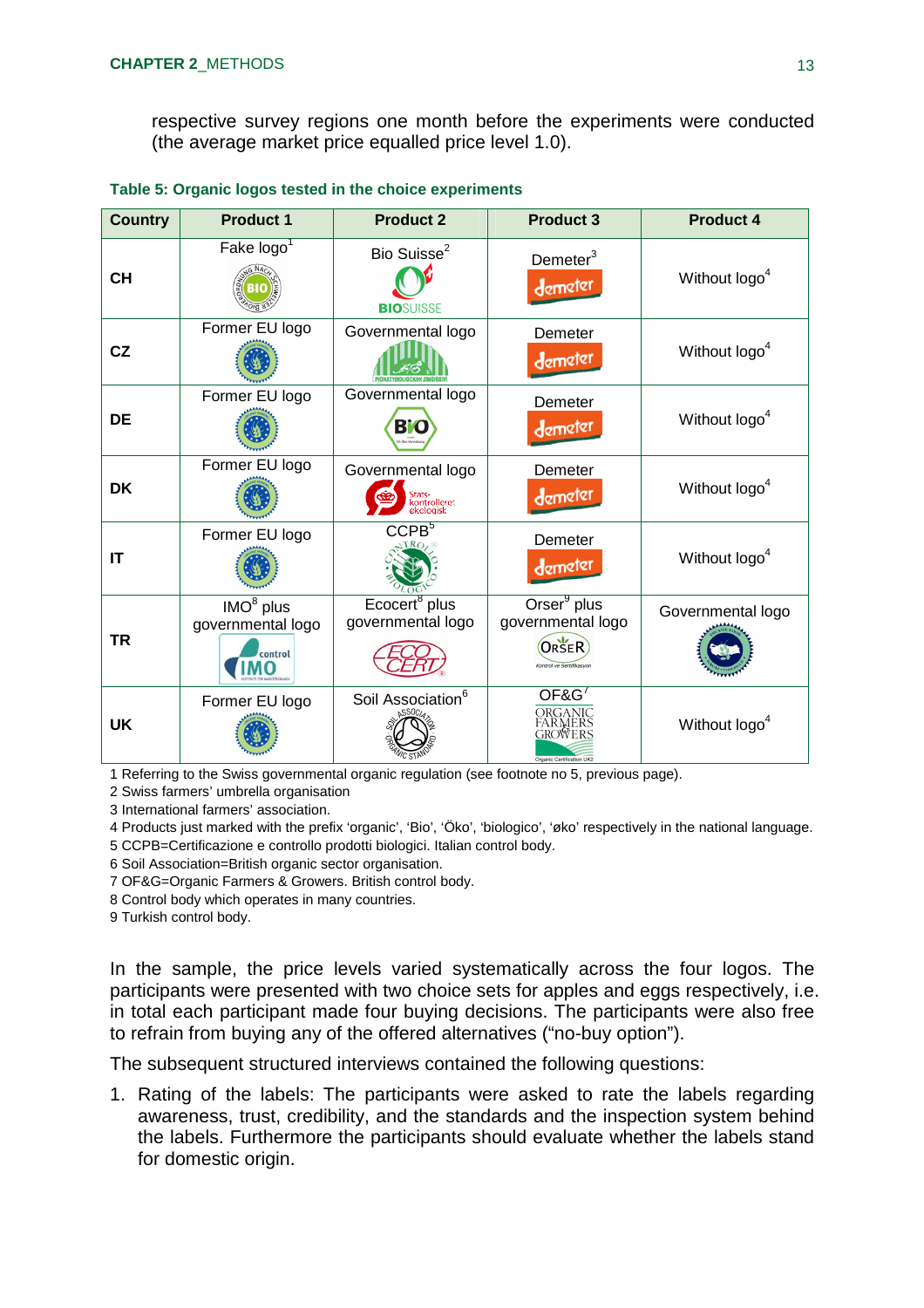respective survey regions one month before the experiments were conducted (the average market price equalled price level 1.0).

**Table 5: Organic logos tested in the choice experiments**

| Country | Product 1 | Product 2 | Product 3 | Product 4 |
|---|---|---|---|---|
| CH | Fake logo[1] | Bio Suisse[2] | Demeter[3] | Without logo[4] |
| CZ | Former EU logo | Governmental logo | Demeter | Without logo[4] |
| DE | Former EU logo | Governmental logo | Demeter | Without logo[4] |
| DK | Former EU logo | Governmental logo | Demeter | Without logo[4] |
| IT | Former EU logo | CCPB[5] | Demeter | Without logo[4] |
| TR | IMO[8] plus governmental logo | Ecocert[8] plus governmental logo | Orser[9] plus governmental logo | Governmental logo |
| UK | Former EU logo | Soil Association[6] | OF&G[7] | Without logo[4] |

1 Referring to the Swiss governmental organic regulation (see footnote no 5, previous page).
2 Swiss farmers' umbrella organisation
3 International farmers' association.
4 Products just marked with the prefix 'organic', 'Bio', 'Öko', 'biologico', 'øko' respectively in the national language.
5 CCPB=Certificazione e controllo prodotti biologici. Italian control body.
6 Soil Association=British organic sector organisation.
7 OF&G=Organic Farmers & Growers. British control body.
8 Control body which operates in many countries.
9 Turkish control body.

In the sample, the price levels varied systematically across the four logos. The participants were presented with two choice sets for apples and eggs respectively, i.e. in total each participant made four buying decisions. The participants were also free to refrain from buying any of the offered alternatives ("no-buy option").

The subsequent structured interviews contained the following questions:

1. Rating of the labels: The participants were asked to rate the labels regarding awareness, trust, credibility, and the standards and the inspection system behind the labels. Furthermore the participants should evaluate whether the labels stand for domestic origin.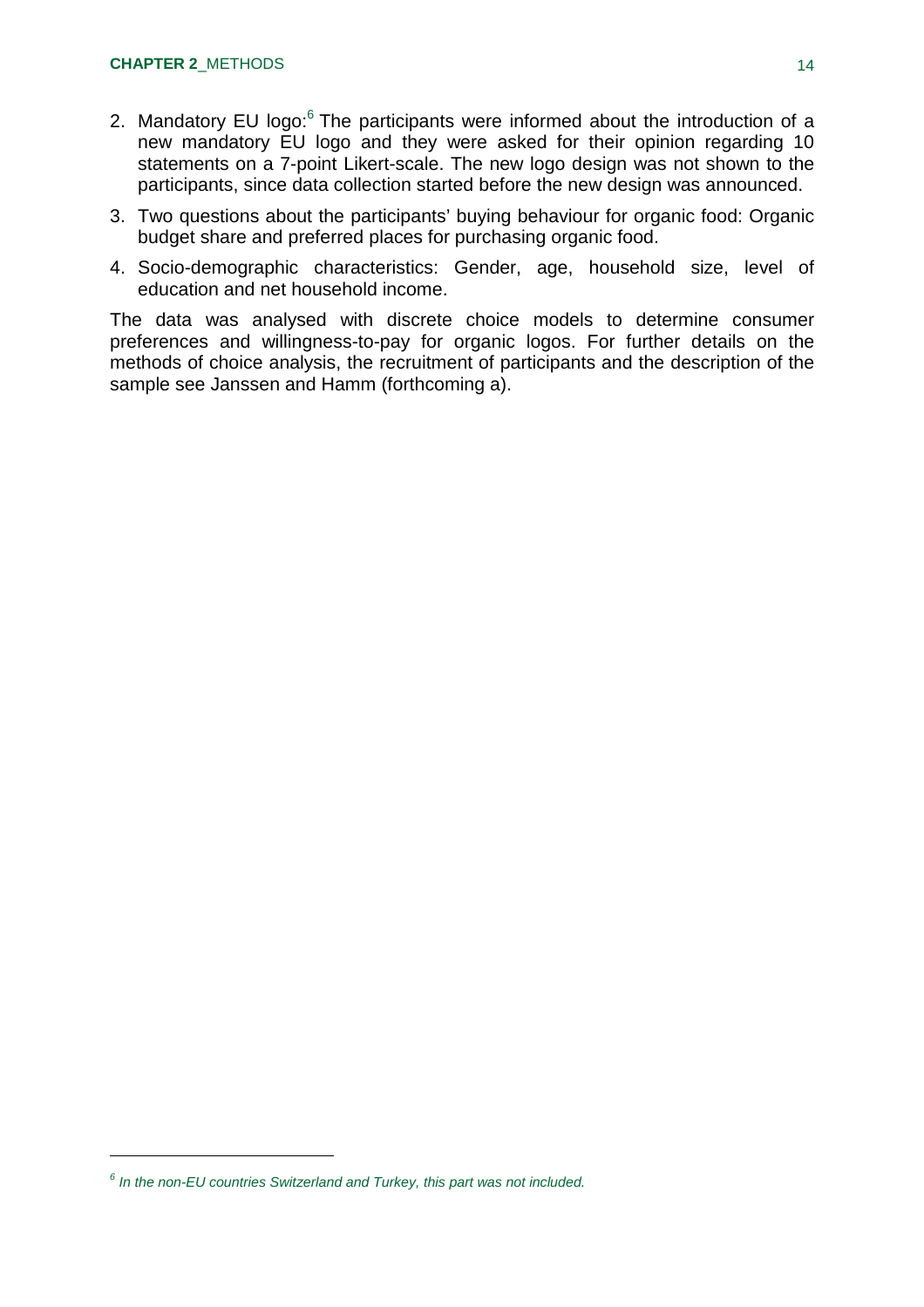2. Mandatory EU logo:[6] The participants were informed about the introduction of a new mandatory EU logo and they were asked for their opinion regarding 10 statements on a 7-point Likert-scale. The new logo design was not shown to the participants, since data collection started before the new design was announced.
3. Two questions about the participants' buying behaviour for organic food: Organic budget share and preferred places for purchasing organic food.
4. Socio-demographic characteristics: Gender, age, household size, level of education and net household income.

The data was analysed with discrete choice models to determine consumer preferences and willingness-to-pay for organic logos. For further details on the methods of choice analysis, the recruitment of participants and the description of the sample see Janssen and Hamm (forthcoming a).

---

[6] *In the non-EU countries Switzerland and Turkey, this part was not included.*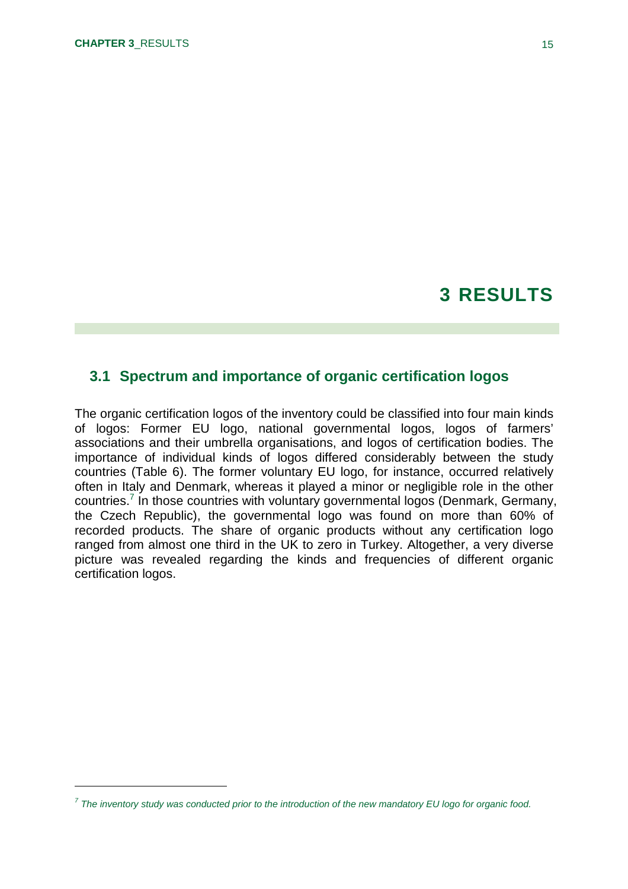# 3 RESULTS

## 3.1 Spectrum and importance of organic certification logos

The organic certification logos of the inventory could be classified into four main kinds of logos: Former EU logo, national governmental logos, logos of farmers' associations and their umbrella organisations, and logos of certification bodies. The importance of individual kinds of logos differed considerably between the study countries (Table 6). The former voluntary EU logo, for instance, occurred relatively often in Italy and Denmark, whereas it played a minor or negligible role in the other countries.[7] In those countries with voluntary governmental logos (Denmark, Germany, the Czech Republic), the governmental logo was found on more than 60% of recorded products. The share of organic products without any certification logo ranged from almost one third in the UK to zero in Turkey. Altogether, a very diverse picture was revealed regarding the kinds and frequencies of different organic certification logos.

---

[7] *The inventory study was conducted prior to the introduction of the new mandatory EU logo for organic food.*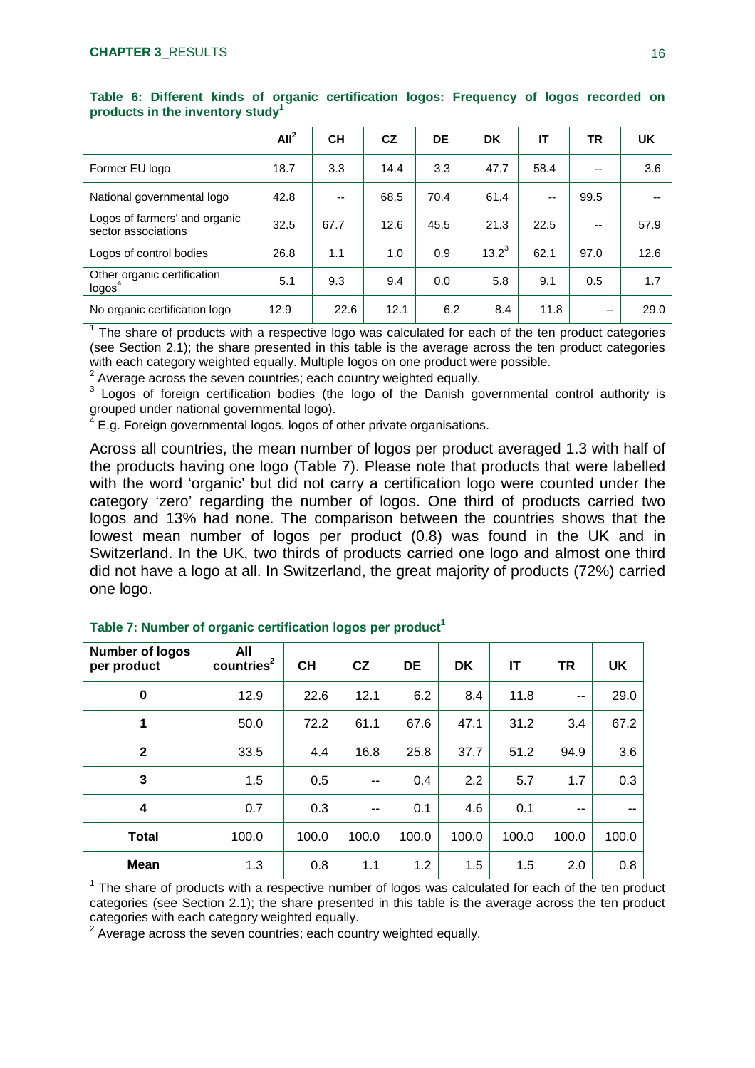**Table 6: Different kinds of organic certification logos: Frequency of logos recorded on products in the inventory study[1]**

| | All[2] | CH | CZ | DE | DK | IT | TR | UK |
|---|---|---|---|---|---|---|---|---|
| Former EU logo | 18.7 | 3.3 | 14.4 | 3.3 | 47.7 | 58.4 | -- | 3.6 |
| National governmental logo | 42.8 | -- | 68.5 | 70.4 | 61.4 | -- | 99.5 | -- |
| Logos of farmers' and organic sector associations | 32.5 | 67.7 | 12.6 | 45.5 | 21.3 | 22.5 | -- | 57.9 |
| Logos of control bodies | 26.8 | 1.1 | 1.0 | 0.9 | 13.2[3] | 62.1 | 97.0 | 12.6 |
| Other organic certification logos[4] | 5.1 | 9.3 | 9.4 | 0.0 | 5.8 | 9.1 | 0.5 | 1.7 |
| No organic certification logo | 12.9 | 22.6 | 12.1 | 6.2 | 8.4 | 11.8 | -- | 29.0 |

[1] The share of products with a respective logo was calculated for each of the ten product categories (see Section 2.1); the share presented in this table is the average across the ten product categories with each category weighted equally. Multiple logos on one product were possible.
[2] Average across the seven countries; each country weighted equally.
[3] Logos of foreign certification bodies (the logo of the Danish governmental control authority is grouped under national governmental logo).
[4] E.g. Foreign governmental logos, logos of other private organisations.

Across all countries, the mean number of logos per product averaged 1.3 with half of the products having one logo (Table 7). Please note that products that were labelled with the word 'organic' but did not carry a certification logo were counted under the category 'zero' regarding the number of logos. One third of products carried two logos and 13% had none. The comparison between the countries shows that the lowest mean number of logos per product (0.8) was found in the UK and in Switzerland. In the UK, two thirds of products carried one logo and almost one third did not have a logo at all. In Switzerland, the great majority of products (72%) carried one logo.

**Table 7: Number of organic certification logos per product[1]**

| Number of logos per product | All countries[2] | CH | CZ | DE | DK | IT | TR | UK |
|---|---|---|---|---|---|---|---|---|
| **0** | 12.9 | 22.6 | 12.1 | 6.2 | 8.4 | 11.8 | -- | 29.0 |
| **1** | 50.0 | 72.2 | 61.1 | 67.6 | 47.1 | 31.2 | 3.4 | 67.2 |
| **2** | 33.5 | 4.4 | 16.8 | 25.8 | 37.7 | 51.2 | 94.9 | 3.6 |
| **3** | 1.5 | 0.5 | -- | 0.4 | 2.2 | 5.7 | 1.7 | 0.3 |
| **4** | 0.7 | 0.3 | -- | 0.1 | 4.6 | 0.1 | -- | -- |
| **Total** | 100.0 | 100.0 | 100.0 | 100.0 | 100.0 | 100.0 | 100.0 | 100.0 |
| **Mean** | 1.3 | 0.8 | 1.1 | 1.2 | 1.5 | 1.5 | 2.0 | 0.8 |

[1] The share of products with a respective number of logos was calculated for each of the ten product categories (see Section 2.1); the share presented in this table is the average across the ten product categories with each category weighted equally.
[2] Average across the seven countries; each country weighted equally.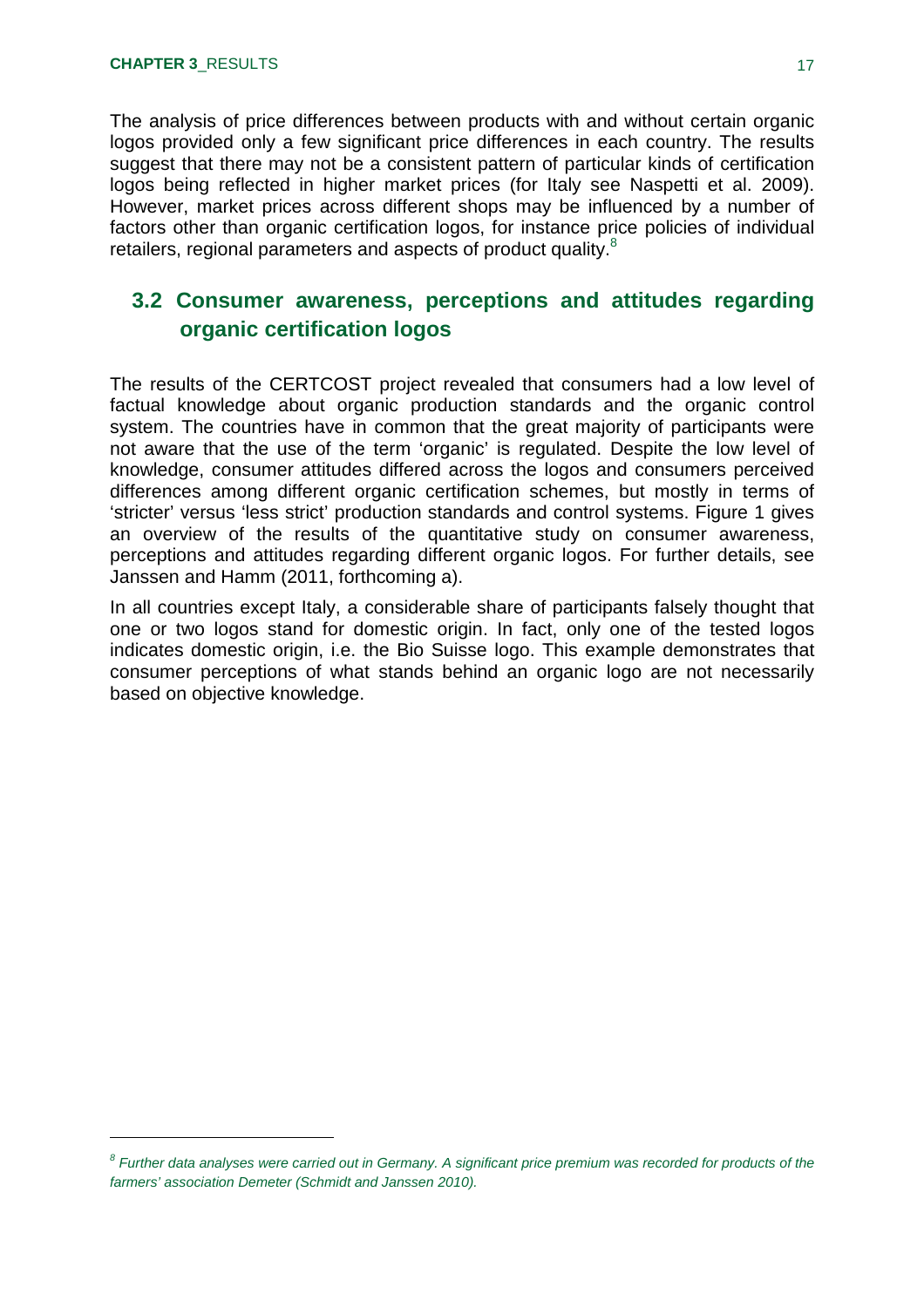The analysis of price differences between products with and without certain organic logos provided only a few significant price differences in each country. The results suggest that there may not be a consistent pattern of particular kinds of certification logos being reflected in higher market prices (for Italy see Naspetti et al. 2009). However, market prices across different shops may be influenced by a number of factors other than organic certification logos, for instance price policies of individual retailers, regional parameters and aspects of product quality.[8]

## 3.2 Consumer awareness, perceptions and attitudes regarding organic certification logos

The results of the CERTCOST project revealed that consumers had a low level of factual knowledge about organic production standards and the organic control system. The countries have in common that the great majority of participants were not aware that the use of the term 'organic' is regulated. Despite the low level of knowledge, consumer attitudes differed across the logos and consumers perceived differences among different organic certification schemes, but mostly in terms of 'stricter' versus 'less strict' production standards and control systems. Figure 1 gives an overview of the results of the quantitative study on consumer awareness, perceptions and attitudes regarding different organic logos. For further details, see Janssen and Hamm (2011, forthcoming a).

In all countries except Italy, a considerable share of participants falsely thought that one or two logos stand for domestic origin. In fact, only one of the tested logos indicates domestic origin, i.e. the Bio Suisse logo. This example demonstrates that consumer perceptions of what stands behind an organic logo are not necessarily based on objective knowledge.

---

[8] *Further data analyses were carried out in Germany. A significant price premium was recorded for products of the farmers' association Demeter (Schmidt and Janssen 2010).*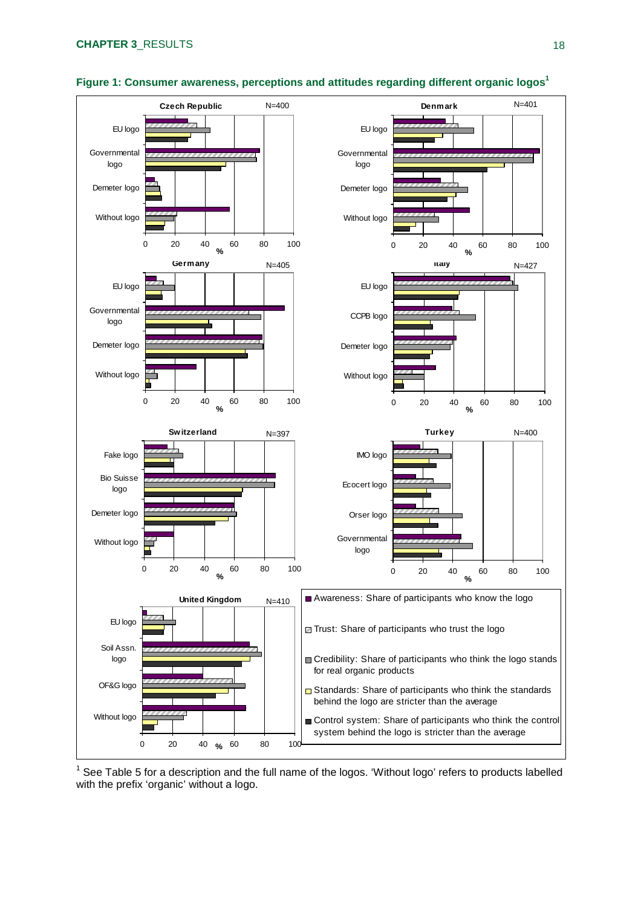**Figure 1: Consumer awareness, perceptions and attitudes regarding different organic logos**[1]

[1] See Table 5 for a description and the full name of the logos. 'Without logo' refers to products labelled with the prefix 'organic' without a logo.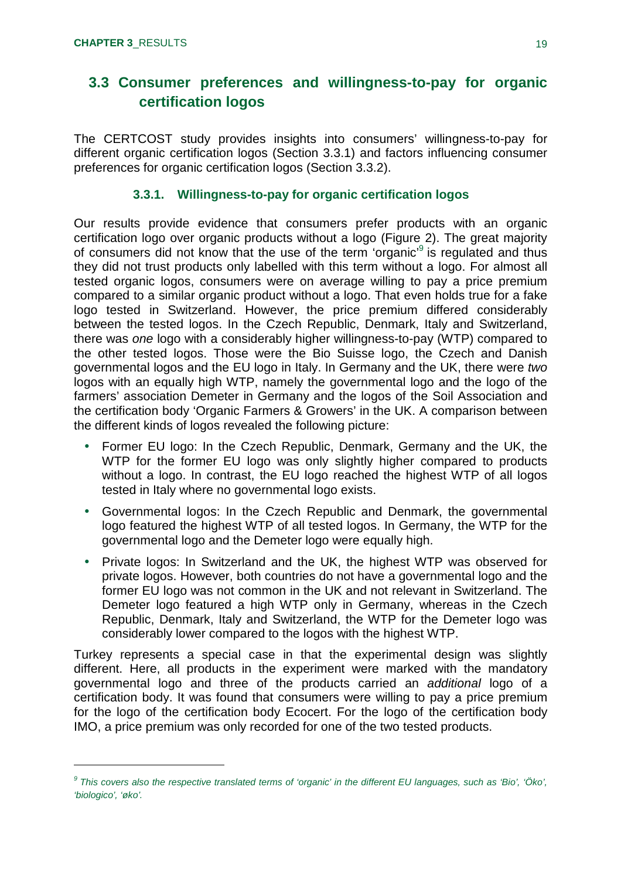## 3.3 Consumer preferences and willingness-to-pay for organic certification logos

The CERTCOST study provides insights into consumers' willingness-to-pay for different organic certification logos (Section 3.3.1) and factors influencing consumer preferences for organic certification logos (Section 3.3.2).

### 3.3.1. Willingness-to-pay for organic certification logos

Our results provide evidence that consumers prefer products with an organic certification logo over organic products without a logo (Figure 2). The great majority of consumers did not know that the use of the term 'organic'[9] is regulated and thus they did not trust products only labelled with this term without a logo. For almost all tested organic logos, consumers were on average willing to pay a price premium compared to a similar organic product without a logo. That even holds true for a fake logo tested in Switzerland. However, the price premium differed considerably between the tested logos. In the Czech Republic, Denmark, Italy and Switzerland, there was *one* logo with a considerably higher willingness-to-pay (WTP) compared to the other tested logos. Those were the Bio Suisse logo, the Czech and Danish governmental logos and the EU logo in Italy. In Germany and the UK, there were *two* logos with an equally high WTP, namely the governmental logo and the logo of the farmers' association Demeter in Germany and the logos of the Soil Association and the certification body 'Organic Farmers & Growers' in the UK. A comparison between the different kinds of logos revealed the following picture:

- Former EU logo: In the Czech Republic, Denmark, Germany and the UK, the WTP for the former EU logo was only slightly higher compared to products without a logo. In contrast, the EU logo reached the highest WTP of all logos tested in Italy where no governmental logo exists.
- Governmental logos: In the Czech Republic and Denmark, the governmental logo featured the highest WTP of all tested logos. In Germany, the WTP for the governmental logo and the Demeter logo were equally high.
- Private logos: In Switzerland and the UK, the highest WTP was observed for private logos. However, both countries do not have a governmental logo and the former EU logo was not common in the UK and not relevant in Switzerland. The Demeter logo featured a high WTP only in Germany, whereas in the Czech Republic, Denmark, Italy and Switzerland, the WTP for the Demeter logo was considerably lower compared to the logos with the highest WTP.

Turkey represents a special case in that the experimental design was slightly different. Here, all products in the experiment were marked with the mandatory governmental logo and three of the products carried an *additional* logo of a certification body. It was found that consumers were willing to pay a price premium for the logo of the certification body Ecocert. For the logo of the certification body IMO, a price premium was only recorded for one of the two tested products.

---

[9] *This covers also the respective translated terms of 'organic' in the different EU languages, such as 'Bio', 'Öko', 'biologico', 'øko'.*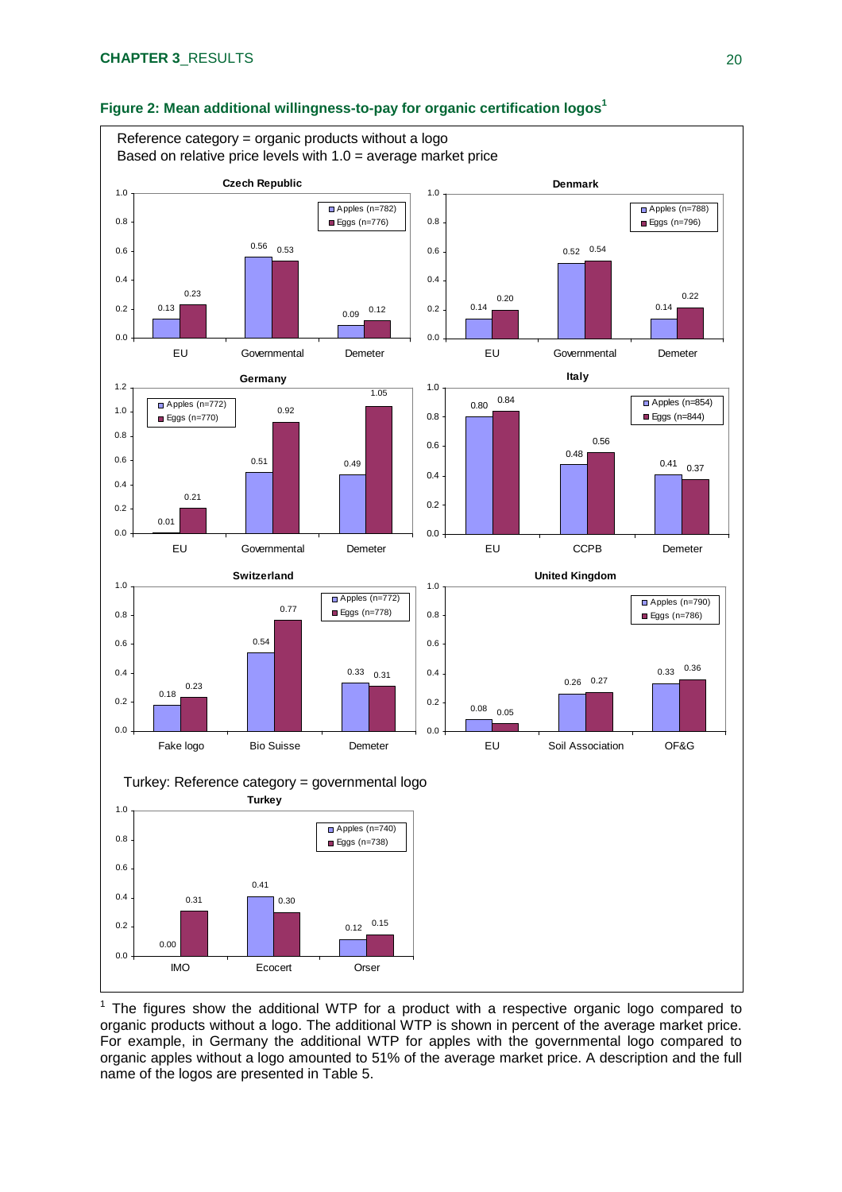**Figure 2: Mean additional willingness-to-pay for organic certification logos**[1]

Reference category = organic products without a logo
Based on relative price levels with 1.0 = average market price

**Czech Republic**

| Logo | Apples (n=782) | Eggs (n=776) |
|---|---|---|
| EU | 0.13 | 0.23 |
| Governmental | 0.56 | 0.53 |
| Demeter | 0.09 | 0.12 |

**Denmark**

| Logo | Apples (n=788) | Eggs (n=796) |
|---|---|---|
| EU | 0.14 | 0.20 |
| Governmental | 0.52 | 0.54 |
| Demeter | 0.14 | 0.22 |

**Germany**

| Logo | Apples (n=772) | Eggs (n=770) |
|---|---|---|
| EU | 0.01 | 0.21 |
| Governmental | 0.51 | 0.92 |
| Demeter | 0.49 | 1.05 |

**Italy**

| Logo | Apples (n=854) | Eggs (n=844) |
|---|---|---|
| EU | 0.80 | 0.84 |
| CCPB | 0.48 | 0.56 |
| Demeter | 0.41 | 0.37 |

**Switzerland**

| Logo | Apples (n=772) | Eggs (n=778) |
|---|---|---|
| Fake logo | 0.18 | 0.23 |
| Bio Suisse | 0.54 | 0.77 |
| Demeter | 0.33 | 0.31 |

**United Kingdom**

| Logo | Apples (n=790) | Eggs (n=786) |
|---|---|---|
| EU | 0.08 | 0.05 |
| Soil Association | 0.26 | 0.27 |
| OF&G | 0.33 | 0.36 |

Turkey: Reference category = governmental logo

**Turkey**

| Logo | Apples (n=740) | Eggs (n=738) |
|---|---|---|
| IMO | 0.00 | 0.31 |
| Ecocert | 0.41 | 0.30 |
| Orser | 0.12 | 0.15 |

[1] The figures show the additional WTP for a product with a respective organic logo compared to organic products without a logo. The additional WTP is shown in percent of the average market price. For example, in Germany the additional WTP for apples with the governmental logo compared to organic apples without a logo amounted to 51% of the average market price. A description and the full name of the logos are presented in Table 5.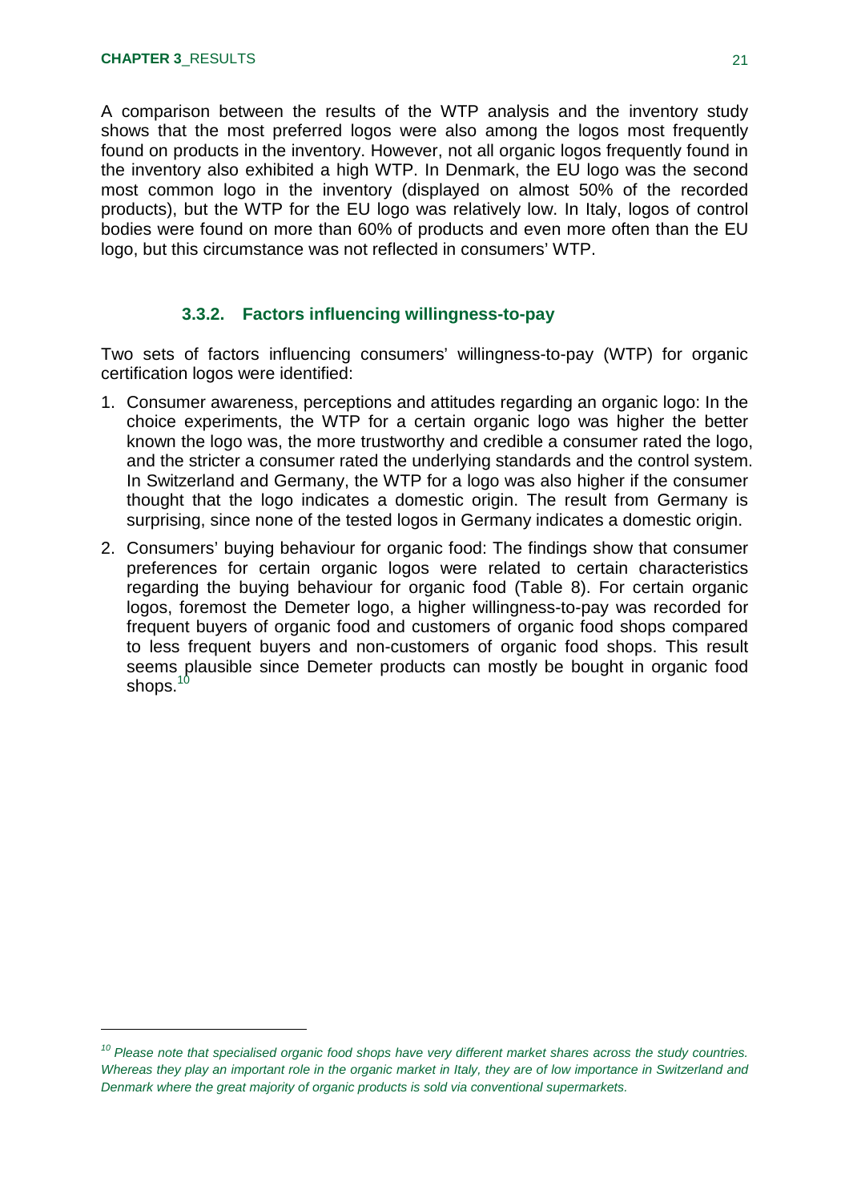A comparison between the results of the WTP analysis and the inventory study shows that the most preferred logos were also among the logos most frequently found on products in the inventory. However, not all organic logos frequently found in the inventory also exhibited a high WTP. In Denmark, the EU logo was the second most common logo in the inventory (displayed on almost 50% of the recorded products), but the WTP for the EU logo was relatively low. In Italy, logos of control bodies were found on more than 60% of products and even more often than the EU logo, but this circumstance was not reflected in consumers' WTP.

### 3.3.2. Factors influencing willingness-to-pay

Two sets of factors influencing consumers' willingness-to-pay (WTP) for organic certification logos were identified:

1. Consumer awareness, perceptions and attitudes regarding an organic logo: In the choice experiments, the WTP for a certain organic logo was higher the better known the logo was, the more trustworthy and credible a consumer rated the logo, and the stricter a consumer rated the underlying standards and the control system. In Switzerland and Germany, the WTP for a logo was also higher if the consumer thought that the logo indicates a domestic origin. The result from Germany is surprising, since none of the tested logos in Germany indicates a domestic origin.
2. Consumers' buying behaviour for organic food: The findings show that consumer preferences for certain organic logos were related to certain characteristics regarding the buying behaviour for organic food (Table 8). For certain organic logos, foremost the Demeter logo, a higher willingness-to-pay was recorded for frequent buyers of organic food and customers of organic food shops compared to less frequent buyers and non-customers of organic food shops. This result seems plausible since Demeter products can mostly be bought in organic food shops.[10]

---

[10] *Please note that specialised organic food shops have very different market shares across the study countries. Whereas they play an important role in the organic market in Italy, they are of low importance in Switzerland and Denmark where the great majority of organic products is sold via conventional supermarkets.*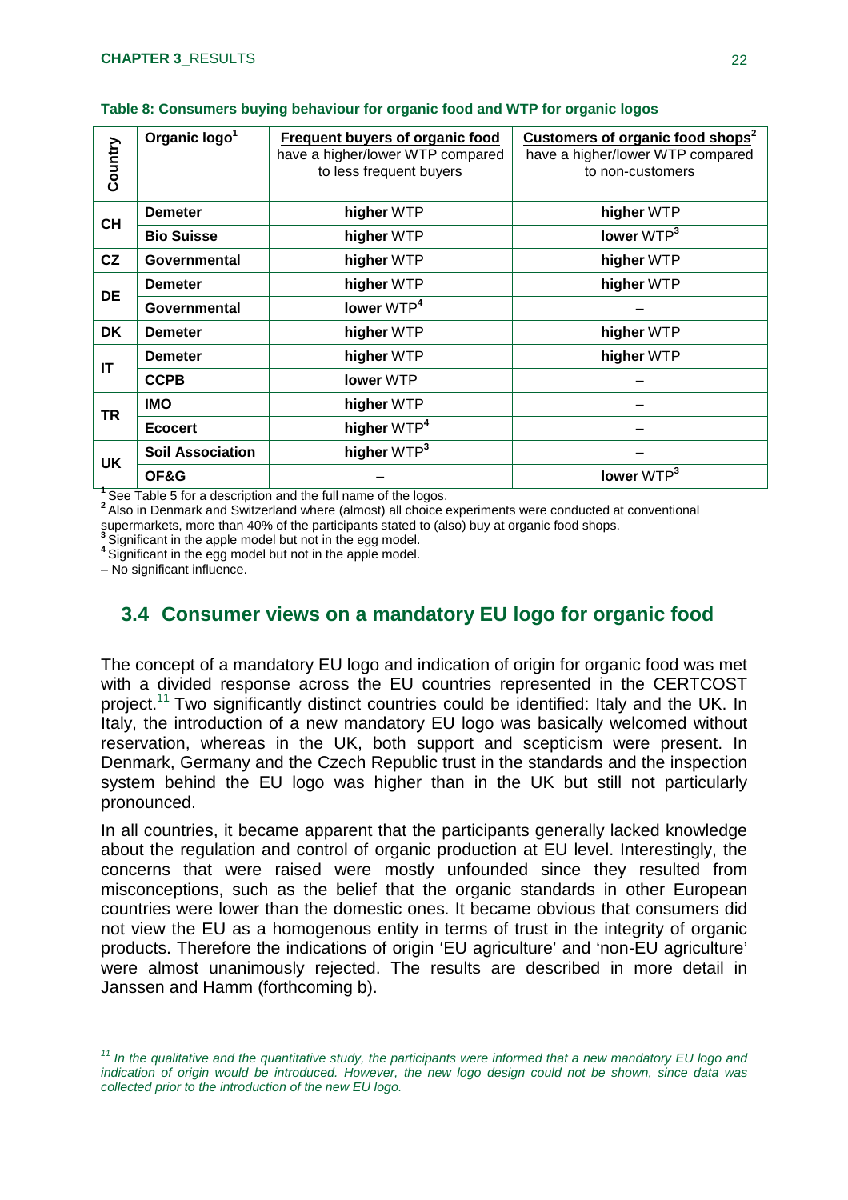**Table 8: Consumers buying behaviour for organic food and WTP for organic logos**

| Country | Organic logo[1] | Frequent buyers of organic food have a higher/lower WTP compared to less frequent buyers | Customers of organic food shops[2] have a higher/lower WTP compared to non-customers |
|---|---|---|---|
| CH | **Demeter** | **higher** WTP | **higher** WTP |
| | **Bio Suisse** | **higher** WTP | **lower** WTP[3] |
| CZ | **Governmental** | **higher** WTP | **higher** WTP |
| DE | **Demeter** | **higher** WTP | **higher** WTP |
| | **Governmental** | **lower** WTP[4] | – |
| DK | **Demeter** | **higher** WTP | **higher** WTP |
| IT | **Demeter** | **higher** WTP | **higher** WTP |
| | **CCPB** | **lower** WTP | – |
| TR | **IMO** | **higher** WTP | – |
| | **Ecocert** | **higher** WTP[4] | – |
| UK | **Soil Association** | **higher** WTP[3] | – |
| | **OF&G** | – | **lower** WTP[3] |

[1] See Table 5 for a description and the full name of the logos.
[2] Also in Denmark and Switzerland where (almost) all choice experiments were conducted at conventional supermarkets, more than 40% of the participants stated to (also) buy at organic food shops.
[3] Significant in the apple model but not in the egg model.
[4] Significant in the egg model but not in the apple model.
– No significant influence.

## 3.4 Consumer views on a mandatory EU logo for organic food

The concept of a mandatory EU logo and indication of origin for organic food was met with a divided response across the EU countries represented in the CERTCOST project.[11] Two significantly distinct countries could be identified: Italy and the UK. In Italy, the introduction of a new mandatory EU logo was basically welcomed without reservation, whereas in the UK, both support and scepticism were present. In Denmark, Germany and the Czech Republic trust in the standards and the inspection system behind the EU logo was higher than in the UK but still not particularly pronounced.

In all countries, it became apparent that the participants generally lacked knowledge about the regulation and control of organic production at EU level. Interestingly, the concerns that were raised were mostly unfounded since they resulted from misconceptions, such as the belief that the organic standards in other European countries were lower than the domestic ones. It became obvious that consumers did not view the EU as a homogenous entity in terms of trust in the integrity of organic products. Therefore the indications of origin 'EU agriculture' and 'non-EU agriculture' were almost unanimously rejected. The results are described in more detail in Janssen and Hamm (forthcoming b).

[11] *In the qualitative and the quantitative study, the participants were informed that a new mandatory EU logo and indication of origin would be introduced. However, the new logo design could not be shown, since data was collected prior to the introduction of the new EU logo.*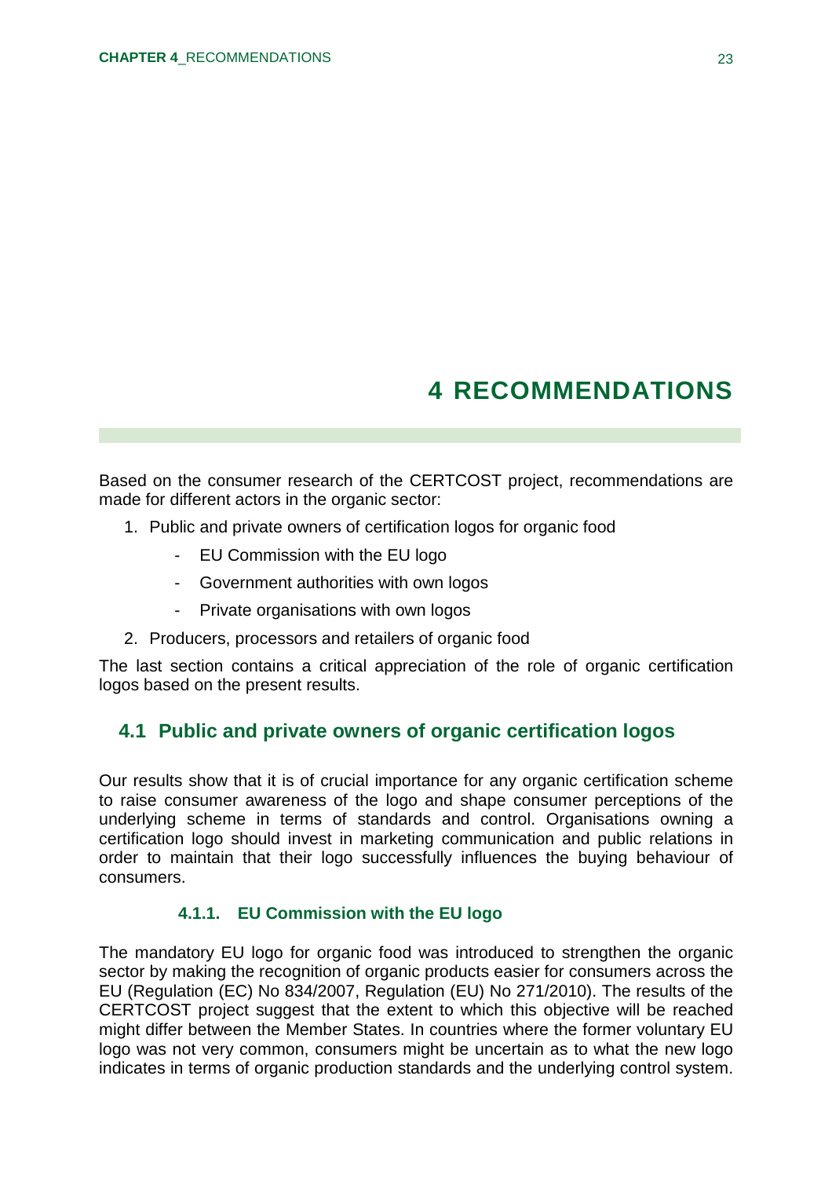# 4 RECOMMENDATIONS

Based on the consumer research of the CERTCOST project, recommendations are made for different actors in the organic sector:

1. Public and private owners of certification logos for organic food
    - EU Commission with the EU logo
    - Government authorities with own logos
    - Private organisations with own logos
2. Producers, processors and retailers of organic food

The last section contains a critical appreciation of the role of organic certification logos based on the present results.

## 4.1 Public and private owners of organic certification logos

Our results show that it is of crucial importance for any organic certification scheme to raise consumer awareness of the logo and shape consumer perceptions of the underlying scheme in terms of standards and control. Organisations owning a certification logo should invest in marketing communication and public relations in order to maintain that their logo successfully influences the buying behaviour of consumers.

### 4.1.1. EU Commission with the EU logo

The mandatory EU logo for organic food was introduced to strengthen the organic sector by making the recognition of organic products easier for consumers across the EU (Regulation (EC) No 834/2007, Regulation (EU) No 271/2010). The results of the CERTCOST project suggest that the extent to which this objective will be reached might differ between the Member States. In countries where the former voluntary EU logo was not very common, consumers might be uncertain as to what the new logo indicates in terms of organic production standards and the underlying control system.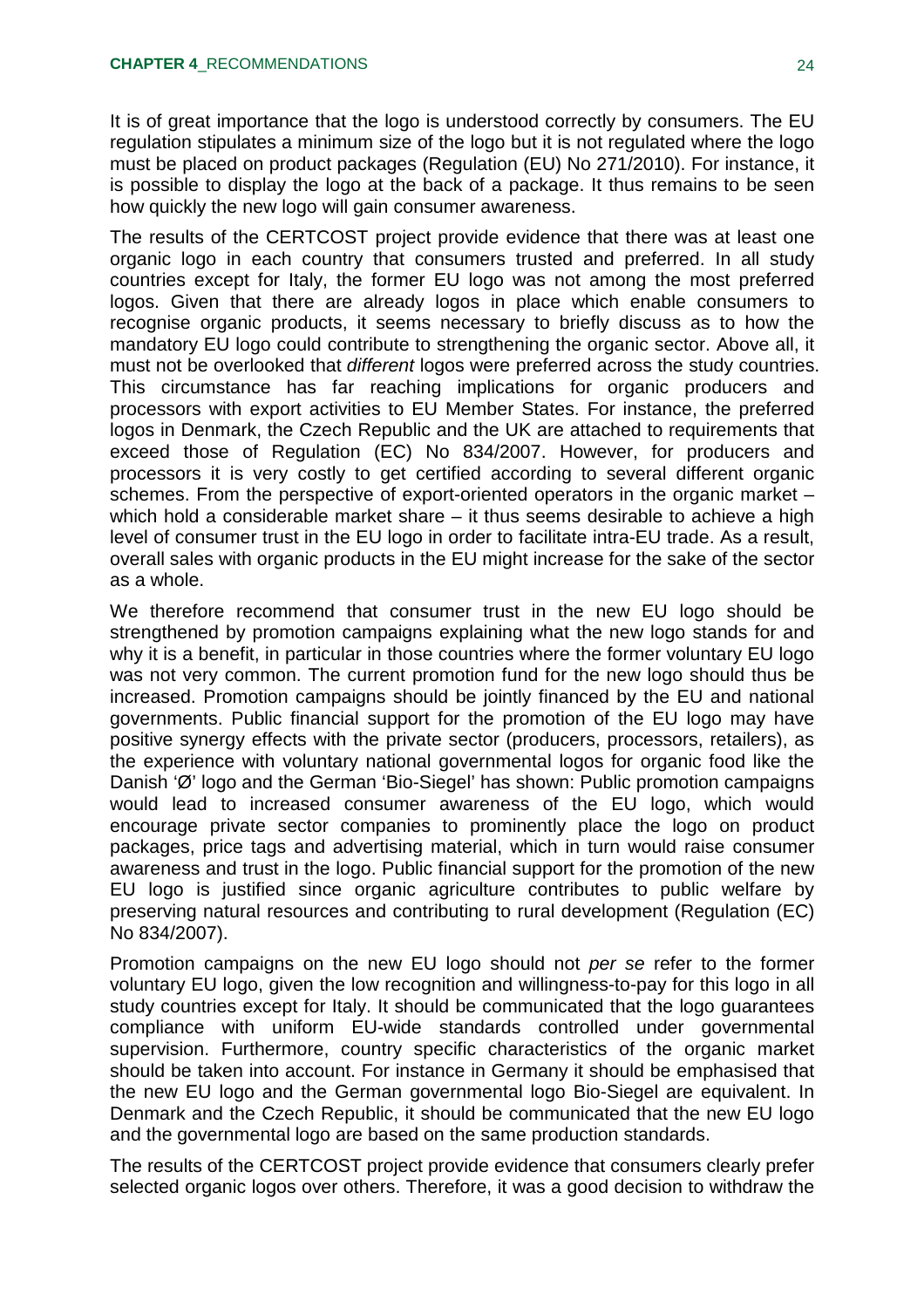It is of great importance that the logo is understood correctly by consumers. The EU regulation stipulates a minimum size of the logo but it is not regulated where the logo must be placed on product packages (Regulation (EU) No 271/2010). For instance, it is possible to display the logo at the back of a package. It thus remains to be seen how quickly the new logo will gain consumer awareness.

The results of the CERTCOST project provide evidence that there was at least one organic logo in each country that consumers trusted and preferred. In all study countries except for Italy, the former EU logo was not among the most preferred logos. Given that there are already logos in place which enable consumers to recognise organic products, it seems necessary to briefly discuss as to how the mandatory EU logo could contribute to strengthening the organic sector. Above all, it must not be overlooked that *different* logos were preferred across the study countries. This circumstance has far reaching implications for organic producers and processors with export activities to EU Member States. For instance, the preferred logos in Denmark, the Czech Republic and the UK are attached to requirements that exceed those of Regulation (EC) No 834/2007. However, for producers and processors it is very costly to get certified according to several different organic schemes. From the perspective of export-oriented operators in the organic market – which hold a considerable market share – it thus seems desirable to achieve a high level of consumer trust in the EU logo in order to facilitate intra-EU trade. As a result, overall sales with organic products in the EU might increase for the sake of the sector as a whole.

We therefore recommend that consumer trust in the new EU logo should be strengthened by promotion campaigns explaining what the new logo stands for and why it is a benefit, in particular in those countries where the former voluntary EU logo was not very common. The current promotion fund for the new logo should thus be increased. Promotion campaigns should be jointly financed by the EU and national governments. Public financial support for the promotion of the EU logo may have positive synergy effects with the private sector (producers, processors, retailers), as the experience with voluntary national governmental logos for organic food like the Danish 'Ø' logo and the German 'Bio-Siegel' has shown: Public promotion campaigns would lead to increased consumer awareness of the EU logo, which would encourage private sector companies to prominently place the logo on product packages, price tags and advertising material, which in turn would raise consumer awareness and trust in the logo. Public financial support for the promotion of the new EU logo is justified since organic agriculture contributes to public welfare by preserving natural resources and contributing to rural development (Regulation (EC) No 834/2007).

Promotion campaigns on the new EU logo should not *per se* refer to the former voluntary EU logo, given the low recognition and willingness-to-pay for this logo in all study countries except for Italy. It should be communicated that the logo guarantees compliance with uniform EU-wide standards controlled under governmental supervision. Furthermore, country specific characteristics of the organic market should be taken into account. For instance in Germany it should be emphasised that the new EU logo and the German governmental logo Bio-Siegel are equivalent. In Denmark and the Czech Republic, it should be communicated that the new EU logo and the governmental logo are based on the same production standards.

The results of the CERTCOST project provide evidence that consumers clearly prefer selected organic logos over others. Therefore, it was a good decision to withdraw the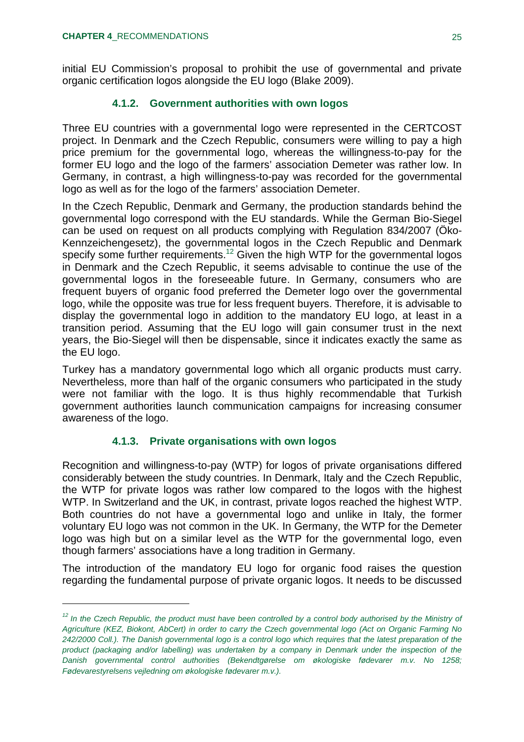initial EU Commission's proposal to prohibit the use of governmental and private organic certification logos alongside the EU logo (Blake 2009).

### 4.1.2. Government authorities with own logos

Three EU countries with a governmental logo were represented in the CERTCOST project. In Denmark and the Czech Republic, consumers were willing to pay a high price premium for the governmental logo, whereas the willingness-to-pay for the former EU logo and the logo of the farmers' association Demeter was rather low. In Germany, in contrast, a high willingness-to-pay was recorded for the governmental logo as well as for the logo of the farmers' association Demeter.

In the Czech Republic, Denmark and Germany, the production standards behind the governmental logo correspond with the EU standards. While the German Bio-Siegel can be used on request on all products complying with Regulation 834/2007 (Öko-Kennzeichengesetz), the governmental logos in the Czech Republic and Denmark specify some further requirements.[12] Given the high WTP for the governmental logos in Denmark and the Czech Republic, it seems advisable to continue the use of the governmental logos in the foreseeable future. In Germany, consumers who are frequent buyers of organic food preferred the Demeter logo over the governmental logo, while the opposite was true for less frequent buyers. Therefore, it is advisable to display the governmental logo in addition to the mandatory EU logo, at least in a transition period. Assuming that the EU logo will gain consumer trust in the next years, the Bio-Siegel will then be dispensable, since it indicates exactly the same as the EU logo.

Turkey has a mandatory governmental logo which all organic products must carry. Nevertheless, more than half of the organic consumers who participated in the study were not familiar with the logo. It is thus highly recommendable that Turkish government authorities launch communication campaigns for increasing consumer awareness of the logo.

### 4.1.3. Private organisations with own logos

Recognition and willingness-to-pay (WTP) for logos of private organisations differed considerably between the study countries. In Denmark, Italy and the Czech Republic, the WTP for private logos was rather low compared to the logos with the highest WTP. In Switzerland and the UK, in contrast, private logos reached the highest WTP. Both countries do not have a governmental logo and unlike in Italy, the former voluntary EU logo was not common in the UK. In Germany, the WTP for the Demeter logo was high but on a similar level as the WTP for the governmental logo, even though farmers' associations have a long tradition in Germany.

The introduction of the mandatory EU logo for organic food raises the question regarding the fundamental purpose of private organic logos. It needs to be discussed

---

*[12] In the Czech Republic, the product must have been controlled by a control body authorised by the Ministry of Agriculture (KEZ, Biokont, AbCert) in order to carry the Czech governmental logo (Act on Organic Farming No 242/2000 Coll.). The Danish governmental logo is a control logo which requires that the latest preparation of the product (packaging and/or labelling) was undertaken by a company in Denmark under the inspection of the Danish governmental control authorities (Bekendtgørelse om økologiske fødevarer m.v. No 1258; Fødevarestyrelsens vejledning om økologiske fødevarer m.v.).*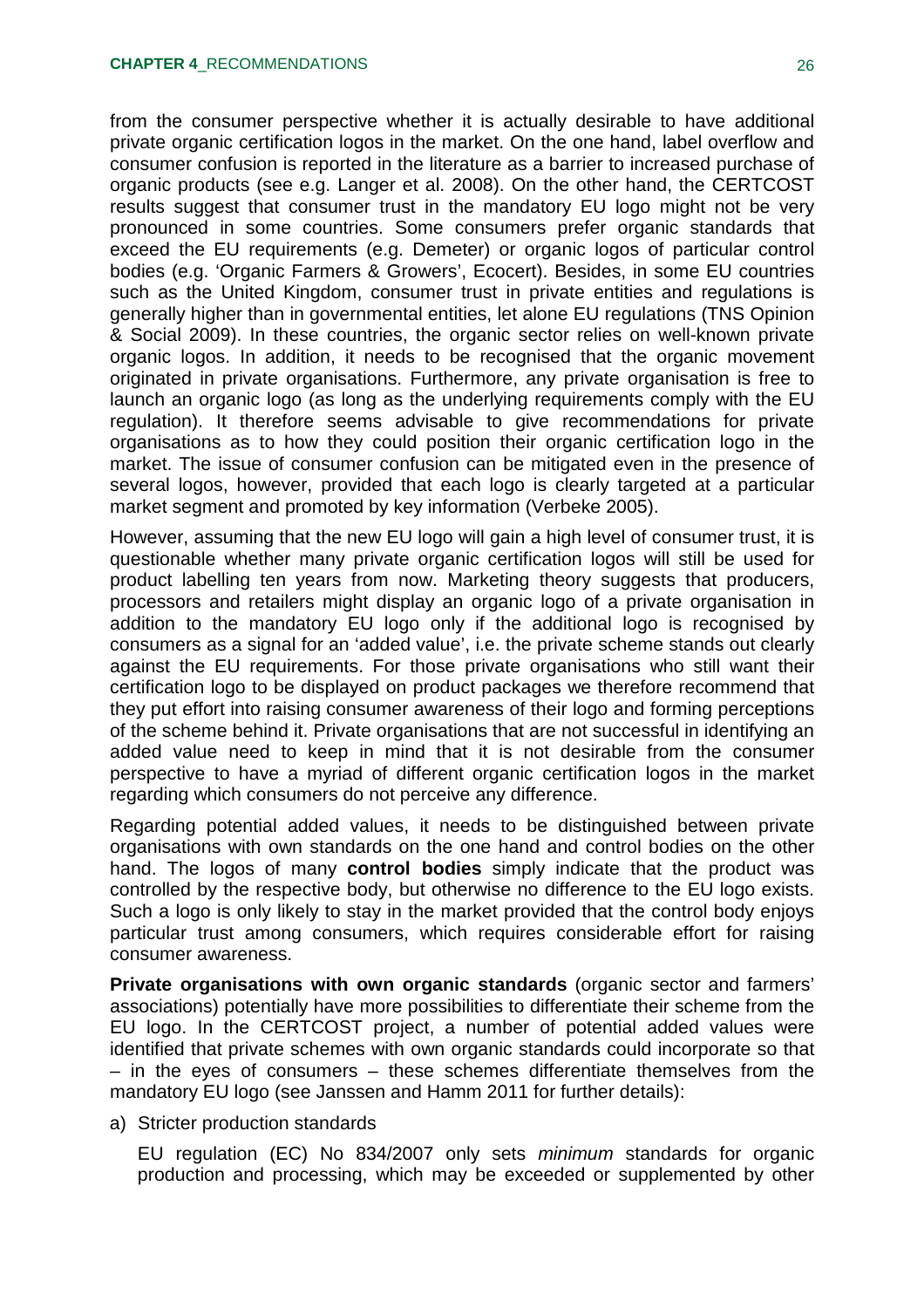from the consumer perspective whether it is actually desirable to have additional private organic certification logos in the market. On the one hand, label overflow and consumer confusion is reported in the literature as a barrier to increased purchase of organic products (see e.g. Langer et al. 2008). On the other hand, the CERTCOST results suggest that consumer trust in the mandatory EU logo might not be very pronounced in some countries. Some consumers prefer organic standards that exceed the EU requirements (e.g. Demeter) or organic logos of particular control bodies (e.g. 'Organic Farmers & Growers', Ecocert). Besides, in some EU countries such as the United Kingdom, consumer trust in private entities and regulations is generally higher than in governmental entities, let alone EU regulations (TNS Opinion & Social 2009). In these countries, the organic sector relies on well-known private organic logos. In addition, it needs to be recognised that the organic movement originated in private organisations. Furthermore, any private organisation is free to launch an organic logo (as long as the underlying requirements comply with the EU regulation). It therefore seems advisable to give recommendations for private organisations as to how they could position their organic certification logo in the market. The issue of consumer confusion can be mitigated even in the presence of several logos, however, provided that each logo is clearly targeted at a particular market segment and promoted by key information (Verbeke 2005).

However, assuming that the new EU logo will gain a high level of consumer trust, it is questionable whether many private organic certification logos will still be used for product labelling ten years from now. Marketing theory suggests that producers, processors and retailers might display an organic logo of a private organisation in addition to the mandatory EU logo only if the additional logo is recognised by consumers as a signal for an 'added value', i.e. the private scheme stands out clearly against the EU requirements. For those private organisations who still want their certification logo to be displayed on product packages we therefore recommend that they put effort into raising consumer awareness of their logo and forming perceptions of the scheme behind it. Private organisations that are not successful in identifying an added value need to keep in mind that it is not desirable from the consumer perspective to have a myriad of different organic certification logos in the market regarding which consumers do not perceive any difference.

Regarding potential added values, it needs to be distinguished between private organisations with own standards on the one hand and control bodies on the other hand. The logos of many **control bodies** simply indicate that the product was controlled by the respective body, but otherwise no difference to the EU logo exists. Such a logo is only likely to stay in the market provided that the control body enjoys particular trust among consumers, which requires considerable effort for raising consumer awareness.

**Private organisations with own organic standards** (organic sector and farmers' associations) potentially have more possibilities to differentiate their scheme from the EU logo. In the CERTCOST project, a number of potential added values were identified that private schemes with own organic standards could incorporate so that – in the eyes of consumers – these schemes differentiate themselves from the mandatory EU logo (see Janssen and Hamm 2011 for further details):

a) Stricter production standards

   EU regulation (EC) No 834/2007 only sets *minimum* standards for organic production and processing, which may be exceeded or supplemented by other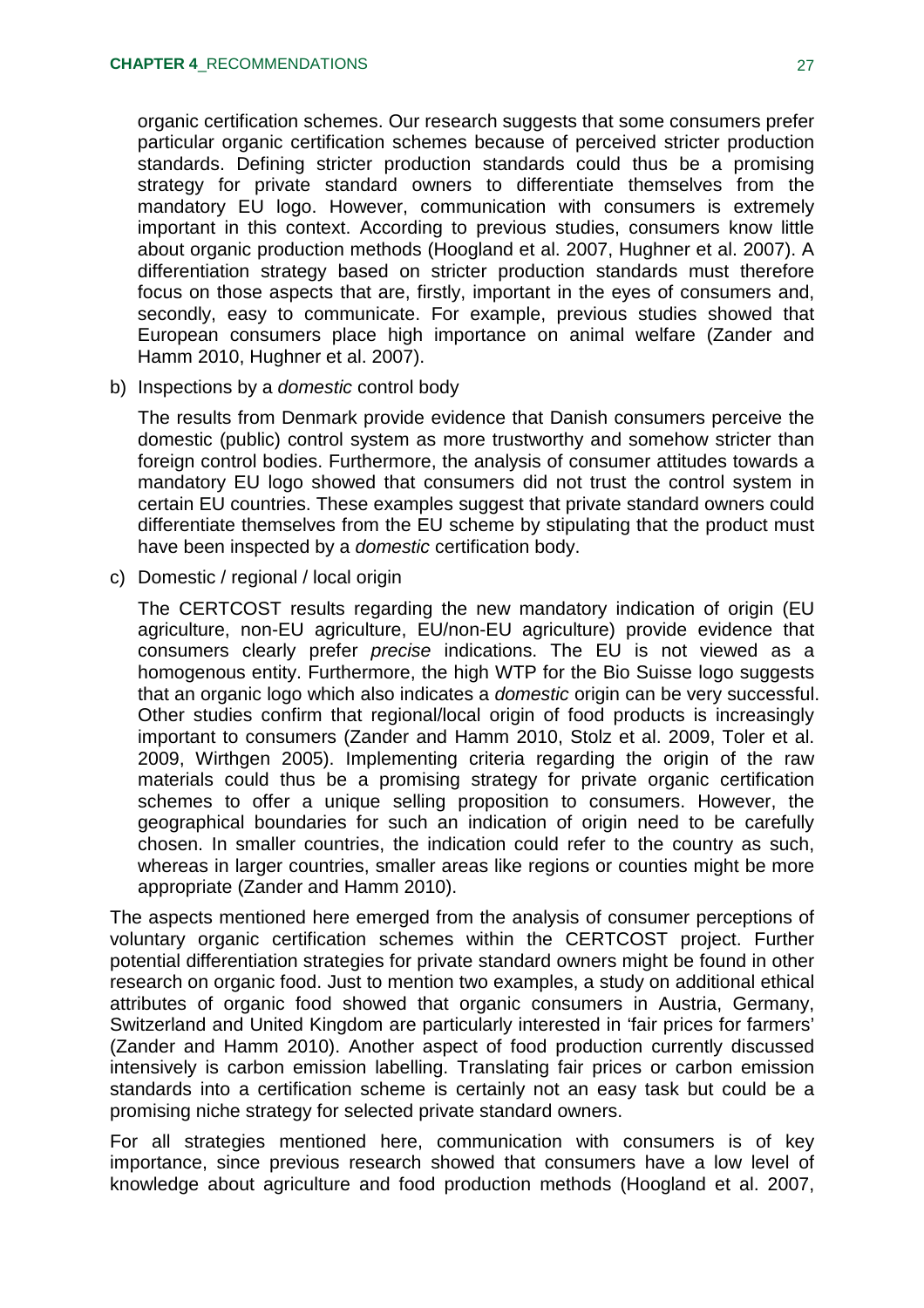organic certification schemes. Our research suggests that some consumers prefer particular organic certification schemes because of perceived stricter production standards. Defining stricter production standards could thus be a promising strategy for private standard owners to differentiate themselves from the mandatory EU logo. However, communication with consumers is extremely important in this context. According to previous studies, consumers know little about organic production methods (Hoogland et al. 2007, Hughner et al. 2007). A differentiation strategy based on stricter production standards must therefore focus on those aspects that are, firstly, important in the eyes of consumers and, secondly, easy to communicate. For example, previous studies showed that European consumers place high importance on animal welfare (Zander and Hamm 2010, Hughner et al. 2007).

b) Inspections by a *domestic* control body

The results from Denmark provide evidence that Danish consumers perceive the domestic (public) control system as more trustworthy and somehow stricter than foreign control bodies. Furthermore, the analysis of consumer attitudes towards a mandatory EU logo showed that consumers did not trust the control system in certain EU countries. These examples suggest that private standard owners could differentiate themselves from the EU scheme by stipulating that the product must have been inspected by a *domestic* certification body.

c) Domestic / regional / local origin

The CERTCOST results regarding the new mandatory indication of origin (EU agriculture, non-EU agriculture, EU/non-EU agriculture) provide evidence that consumers clearly prefer *precise* indications. The EU is not viewed as a homogenous entity. Furthermore, the high WTP for the Bio Suisse logo suggests that an organic logo which also indicates a *domestic* origin can be very successful. Other studies confirm that regional/local origin of food products is increasingly important to consumers (Zander and Hamm 2010, Stolz et al. 2009, Toler et al. 2009, Wirthgen 2005). Implementing criteria regarding the origin of the raw materials could thus be a promising strategy for private organic certification schemes to offer a unique selling proposition to consumers. However, the geographical boundaries for such an indication of origin need to be carefully chosen. In smaller countries, the indication could refer to the country as such, whereas in larger countries, smaller areas like regions or counties might be more appropriate (Zander and Hamm 2010).

The aspects mentioned here emerged from the analysis of consumer perceptions of voluntary organic certification schemes within the CERTCOST project. Further potential differentiation strategies for private standard owners might be found in other research on organic food. Just to mention two examples, a study on additional ethical attributes of organic food showed that organic consumers in Austria, Germany, Switzerland and United Kingdom are particularly interested in 'fair prices for farmers' (Zander and Hamm 2010). Another aspect of food production currently discussed intensively is carbon emission labelling. Translating fair prices or carbon emission standards into a certification scheme is certainly not an easy task but could be a promising niche strategy for selected private standard owners.

For all strategies mentioned here, communication with consumers is of key importance, since previous research showed that consumers have a low level of knowledge about agriculture and food production methods (Hoogland et al. 2007,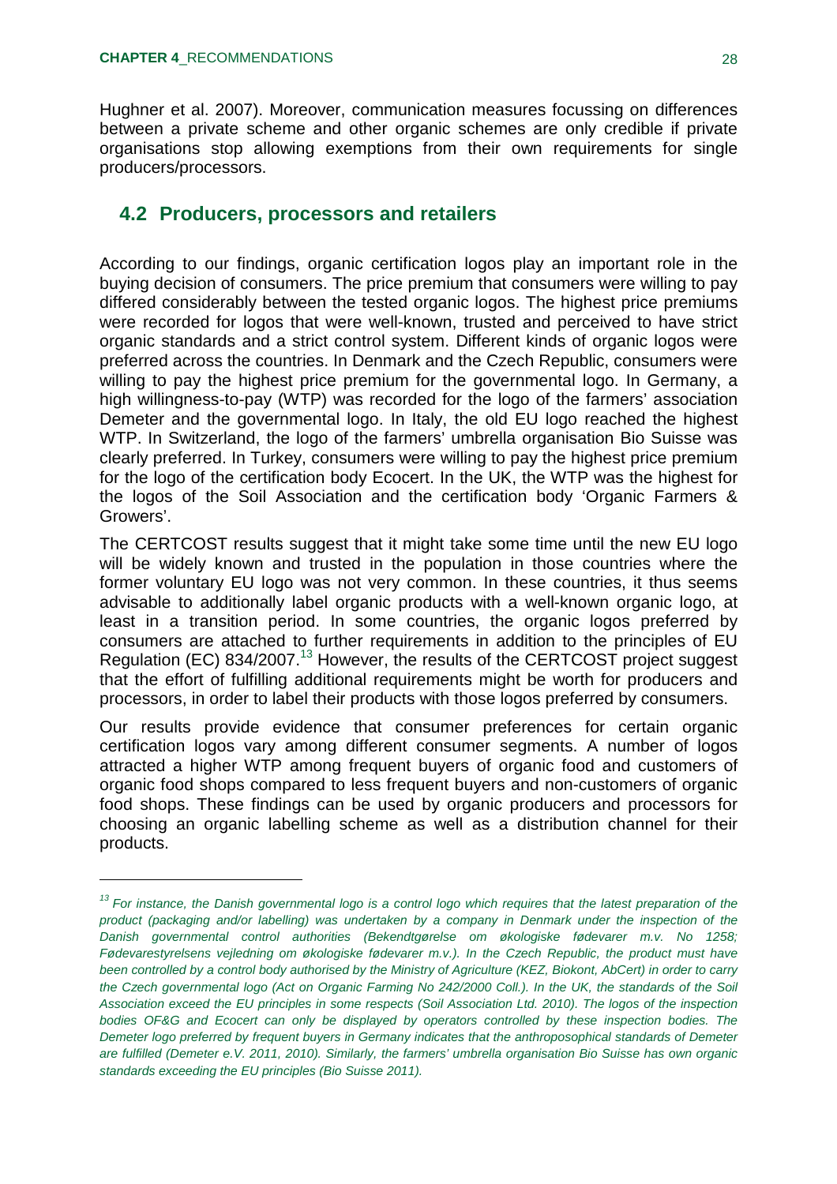Hughner et al. 2007). Moreover, communication measures focussing on differences between a private scheme and other organic schemes are only credible if private organisations stop allowing exemptions from their own requirements for single producers/processors.

## 4.2 Producers, processors and retailers

According to our findings, organic certification logos play an important role in the buying decision of consumers. The price premium that consumers were willing to pay differed considerably between the tested organic logos. The highest price premiums were recorded for logos that were well-known, trusted and perceived to have strict organic standards and a strict control system. Different kinds of organic logos were preferred across the countries. In Denmark and the Czech Republic, consumers were willing to pay the highest price premium for the governmental logo. In Germany, a high willingness-to-pay (WTP) was recorded for the logo of the farmers' association Demeter and the governmental logo. In Italy, the old EU logo reached the highest WTP. In Switzerland, the logo of the farmers' umbrella organisation Bio Suisse was clearly preferred. In Turkey, consumers were willing to pay the highest price premium for the logo of the certification body Ecocert. In the UK, the WTP was the highest for the logos of the Soil Association and the certification body 'Organic Farmers & Growers'.

The CERTCOST results suggest that it might take some time until the new EU logo will be widely known and trusted in the population in those countries where the former voluntary EU logo was not very common. In these countries, it thus seems advisable to additionally label organic products with a well-known organic logo, at least in a transition period. In some countries, the organic logos preferred by consumers are attached to further requirements in addition to the principles of EU Regulation (EC) 834/2007.[13] However, the results of the CERTCOST project suggest that the effort of fulfilling additional requirements might be worth for producers and processors, in order to label their products with those logos preferred by consumers.

Our results provide evidence that consumer preferences for certain organic certification logos vary among different consumer segments. A number of logos attracted a higher WTP among frequent buyers of organic food and customers of organic food shops compared to less frequent buyers and non-customers of organic food shops. These findings can be used by organic producers and processors for choosing an organic labelling scheme as well as a distribution channel for their products.

---

*[13] For instance, the Danish governmental logo is a control logo which requires that the latest preparation of the product (packaging and/or labelling) was undertaken by a company in Denmark under the inspection of the Danish governmental control authorities (Bekendtgørelse om økologiske fødevarer m.v. No 1258; Fødevarestyrelsens vejledning om økologiske fødevarer m.v.). In the Czech Republic, the product must have been controlled by a control body authorised by the Ministry of Agriculture (KEZ, Biokont, AbCert) in order to carry the Czech governmental logo (Act on Organic Farming No 242/2000 Coll.). In the UK, the standards of the Soil Association exceed the EU principles in some respects (Soil Association Ltd. 2010). The logos of the inspection bodies OF&G and Ecocert can only be displayed by operators controlled by these inspection bodies. The Demeter logo preferred by frequent buyers in Germany indicates that the anthroposophical standards of Demeter are fulfilled (Demeter e.V. 2011, 2010). Similarly, the farmers' umbrella organisation Bio Suisse has own organic standards exceeding the EU principles (Bio Suisse 2011).*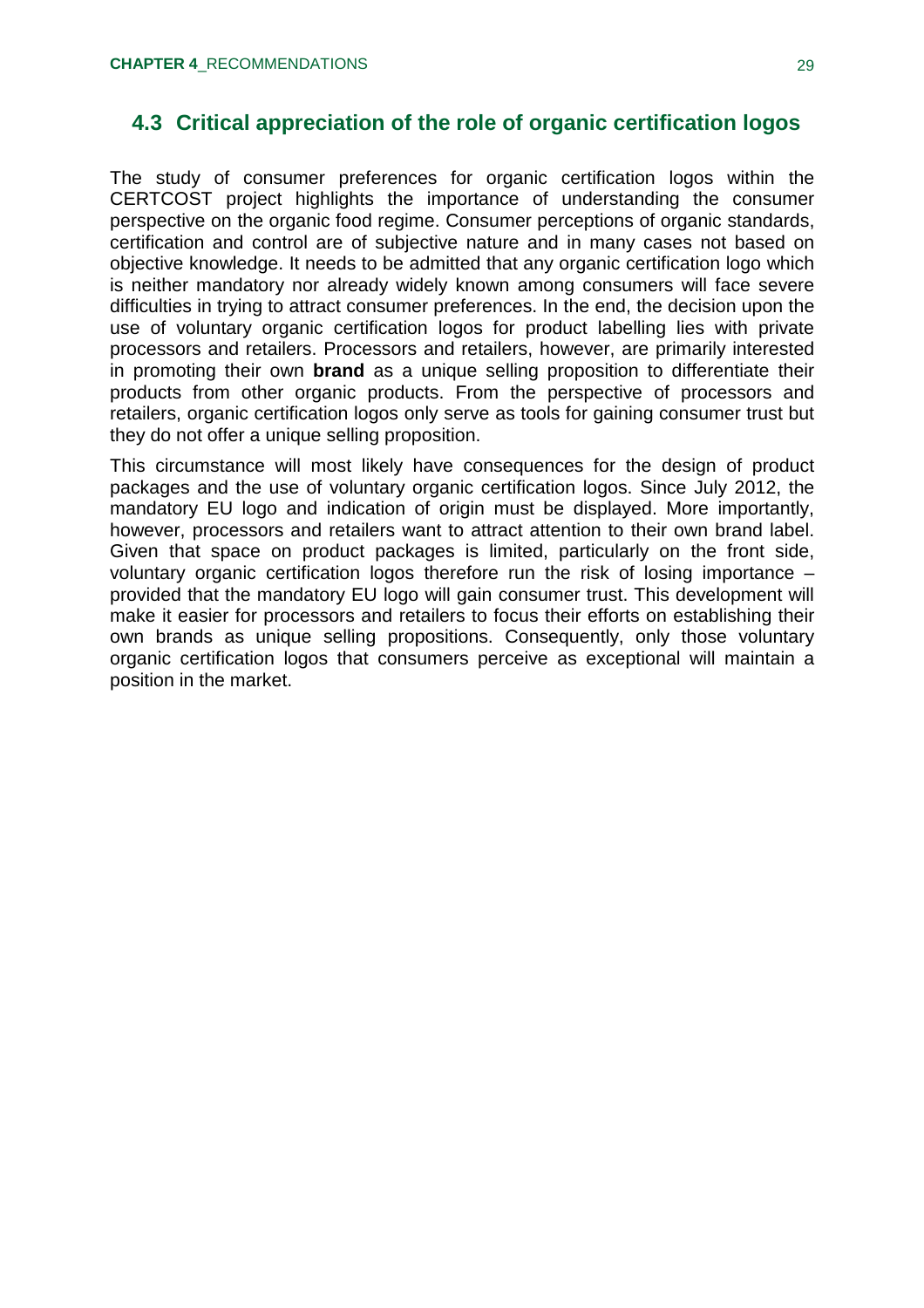## 4.3 Critical appreciation of the role of organic certification logos

The study of consumer preferences for organic certification logos within the CERTCOST project highlights the importance of understanding the consumer perspective on the organic food regime. Consumer perceptions of organic standards, certification and control are of subjective nature and in many cases not based on objective knowledge. It needs to be admitted that any organic certification logo which is neither mandatory nor already widely known among consumers will face severe difficulties in trying to attract consumer preferences. In the end, the decision upon the use of voluntary organic certification logos for product labelling lies with private processors and retailers. Processors and retailers, however, are primarily interested in promoting their own **brand** as a unique selling proposition to differentiate their products from other organic products. From the perspective of processors and retailers, organic certification logos only serve as tools for gaining consumer trust but they do not offer a unique selling proposition.

This circumstance will most likely have consequences for the design of product packages and the use of voluntary organic certification logos. Since July 2012, the mandatory EU logo and indication of origin must be displayed. More importantly, however, processors and retailers want to attract attention to their own brand label. Given that space on product packages is limited, particularly on the front side, voluntary organic certification logos therefore run the risk of losing importance – provided that the mandatory EU logo will gain consumer trust. This development will make it easier for processors and retailers to focus their efforts on establishing their own brands as unique selling propositions. Consequently, only those voluntary organic certification logos that consumers perceive as exceptional will maintain a position in the market.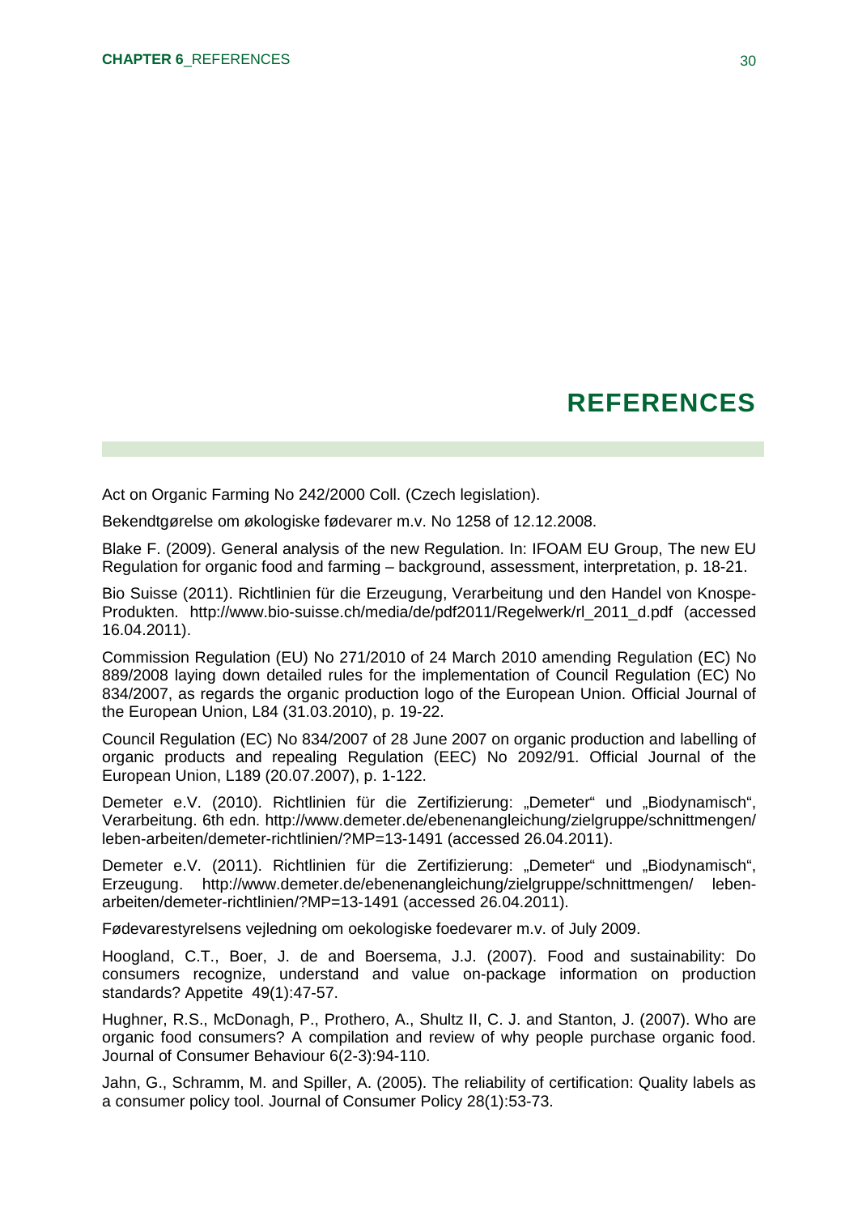# REFERENCES

Act on Organic Farming No 242/2000 Coll. (Czech legislation).

Bekendtgørelse om økologiske fødevarer m.v. No 1258 of 12.12.2008.

Blake F. (2009). General analysis of the new Regulation. In: IFOAM EU Group, The new EU Regulation for organic food and farming – background, assessment, interpretation, p. 18-21.

Bio Suisse (2011). Richtlinien für die Erzeugung, Verarbeitung und den Handel von Knospe-Produkten. http://www.bio-suisse.ch/media/de/pdf2011/Regelwerk/rl_2011_d.pdf (accessed 16.04.2011).

Commission Regulation (EU) No 271/2010 of 24 March 2010 amending Regulation (EC) No 889/2008 laying down detailed rules for the implementation of Council Regulation (EC) No 834/2007, as regards the organic production logo of the European Union. Official Journal of the European Union, L84 (31.03.2010), p. 19-22.

Council Regulation (EC) No 834/2007 of 28 June 2007 on organic production and labelling of organic products and repealing Regulation (EEC) No 2092/91. Official Journal of the European Union, L189 (20.07.2007), p. 1-122.

Demeter e.V. (2010). Richtlinien für die Zertifizierung: „Demeter" und „Biodynamisch", Verarbeitung. 6th edn. http://www.demeter.de/ebenenangleichung/zielgruppe/schnittmengen/leben-arbeiten/demeter-richtlinien/?MP=13-1491 (accessed 26.04.2011).

Demeter e.V. (2011). Richtlinien für die Zertifizierung: „Demeter" und „Biodynamisch", Erzeugung. http://www.demeter.de/ebenenangleichung/zielgruppe/schnittmengen/ leben-arbeiten/demeter-richtlinien/?MP=13-1491 (accessed 26.04.2011).

Fødevarestyrelsens vejledning om oekologiske foedevarer m.v. of July 2009.

Hoogland, C.T., Boer, J. de and Boersema, J.J. (2007). Food and sustainability: Do consumers recognize, understand and value on-package information on production standards? Appetite 49(1):47-57.

Hughner, R.S., McDonagh, P., Prothero, A., Shultz II, C. J. and Stanton, J. (2007). Who are organic food consumers? A compilation and review of why people purchase organic food. Journal of Consumer Behaviour 6(2-3):94-110.

Jahn, G., Schramm, M. and Spiller, A. (2005). The reliability of certification: Quality labels as a consumer policy tool. Journal of Consumer Policy 28(1):53-73.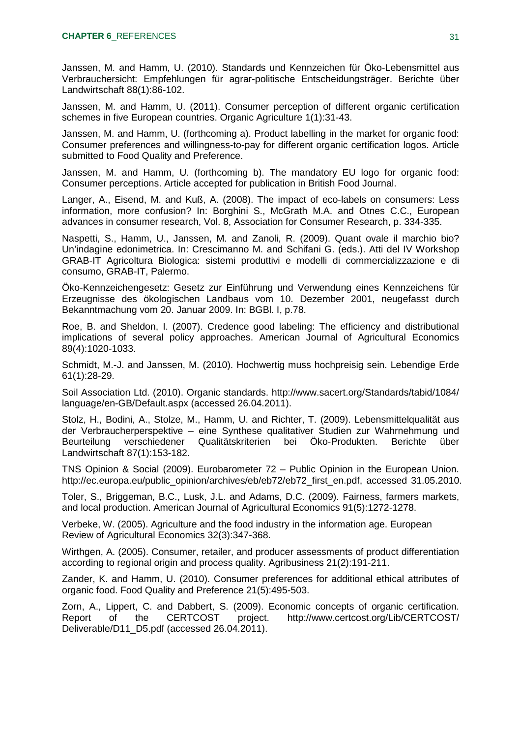Janssen, M. and Hamm, U. (2010). Standards und Kennzeichen für Öko-Lebensmittel aus Verbrauchersicht: Empfehlungen für agrar-politische Entscheidungsträger. Berichte über Landwirtschaft 88(1):86-102.

Janssen, M. and Hamm, U. (2011). Consumer perception of different organic certification schemes in five European countries. Organic Agriculture 1(1):31-43.

Janssen, M. and Hamm, U. (forthcoming a). Product labelling in the market for organic food: Consumer preferences and willingness-to-pay for different organic certification logos. Article submitted to Food Quality and Preference.

Janssen, M. and Hamm, U. (forthcoming b). The mandatory EU logo for organic food: Consumer perceptions. Article accepted for publication in British Food Journal.

Langer, A., Eisend, M. and Kuß, A. (2008). The impact of eco-labels on consumers: Less information, more confusion? In: Borghini S., McGrath M.A. and Otnes C.C., European advances in consumer research, Vol. 8, Association for Consumer Research, p. 334-335.

Naspetti, S., Hamm, U., Janssen, M. and Zanoli, R. (2009). Quant ovale il marchio bio? Un'indagine edonimetrica. In: Crescimanno M. and Schifani G. (eds.). Atti del IV Workshop GRAB-IT Agricoltura Biologica: sistemi produttivi e modelli di commercializzazione e di consumo, GRAB-IT, Palermo.

Öko-Kennzeichengesetz: Gesetz zur Einführung und Verwendung eines Kennzeichens für Erzeugnisse des ökologischen Landbaus vom 10. Dezember 2001, neugefasst durch Bekanntmachung vom 20. Januar 2009. In: BGBl. I, p.78.

Roe, B. and Sheldon, I. (2007). Credence good labeling: The efficiency and distributional implications of several policy approaches. American Journal of Agricultural Economics 89(4):1020-1033.

Schmidt, M.-J. and Janssen, M. (2010). Hochwertig muss hochpreisig sein. Lebendige Erde 61(1):28-29.

Soil Association Ltd. (2010). Organic standards. http://www.sacert.org/Standards/tabid/1084/language/en-GB/Default.aspx (accessed 26.04.2011).

Stolz, H., Bodini, A., Stolze, M., Hamm, U. and Richter, T. (2009). Lebensmittelqualität aus der Verbraucherperspektive – eine Synthese qualitativer Studien zur Wahrnehmung und Beurteilung verschiedener Qualitätskriterien bei Öko-Produkten. Berichte über Landwirtschaft 87(1):153-182.

TNS Opinion & Social (2009). Eurobarometer 72 – Public Opinion in the European Union. http://ec.europa.eu/public_opinion/archives/eb/eb72/eb72_first_en.pdf, accessed 31.05.2010.

Toler, S., Briggeman, B.C., Lusk, J.L. and Adams, D.C. (2009). Fairness, farmers markets, and local production. American Journal of Agricultural Economics 91(5):1272-1278.

Verbeke, W. (2005). Agriculture and the food industry in the information age. European Review of Agricultural Economics 32(3):347-368.

Wirthgen, A. (2005). Consumer, retailer, and producer assessments of product differentiation according to regional origin and process quality. Agribusiness 21(2):191-211.

Zander, K. and Hamm, U. (2010). Consumer preferences for additional ethical attributes of organic food. Food Quality and Preference 21(5):495-503.

Zorn, A., Lippert, C. and Dabbert, S. (2009). Economic concepts of organic certification. Report of the CERTCOST project. http://www.certcost.org/Lib/CERTCOST/Deliverable/D11_D5.pdf (accessed 26.04.2011).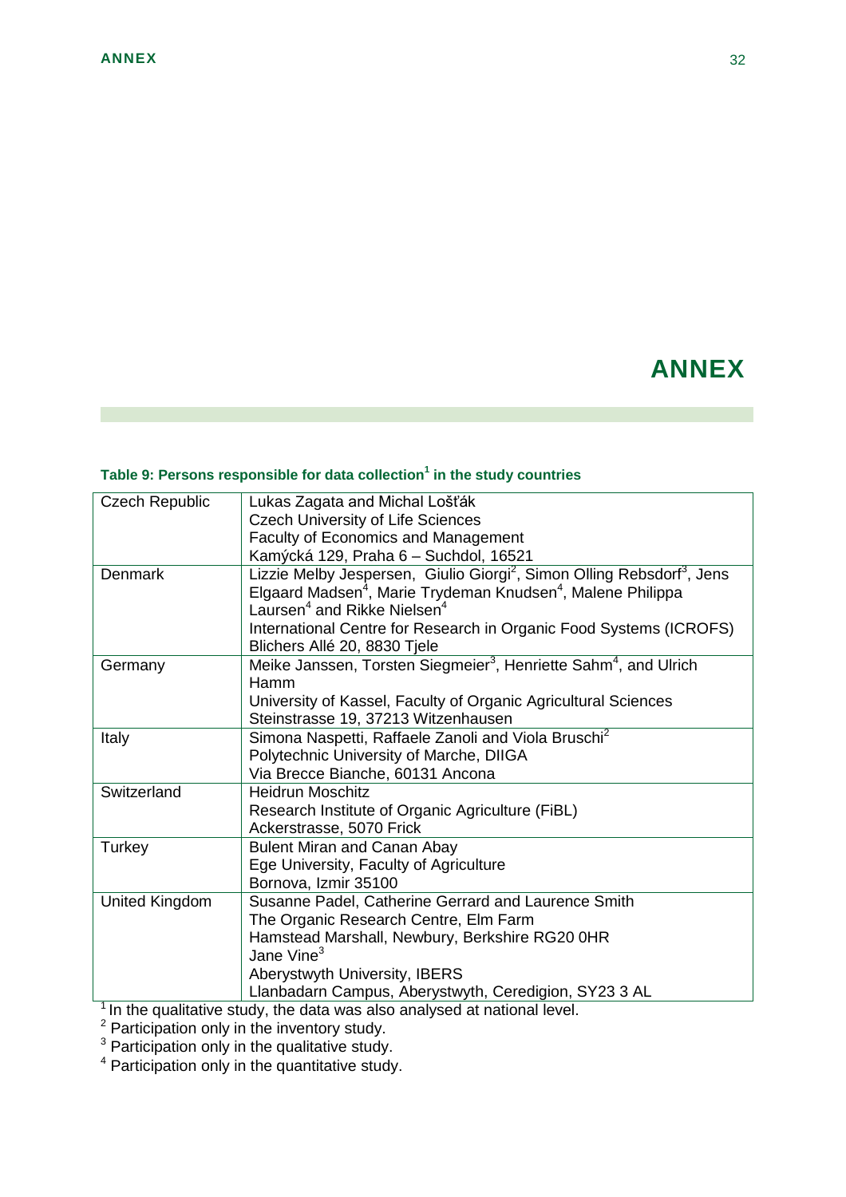# ANNEX

**Table 9: Persons responsible for data collection[1] in the study countries**

| | |
|---|---|
| Czech Republic | Lukas Zagata and Michal Lošťák<br>Czech University of Life Sciences<br>Faculty of Economics and Management<br>Kamýcká 129, Praha 6 – Suchdol, 16521 |
| Denmark | Lizzie Melby Jespersen, Giulio Giorgi[2], Simon Olling Rebsdorf[3], Jens Elgaard Madsen[4], Marie Trydeman Knudsen[4], Malene Philippa Laursen[4] and Rikke Nielsen[4]<br>International Centre for Research in Organic Food Systems (ICROFS)<br>Blichers Allé 20, 8830 Tjele |
| Germany | Meike Janssen, Torsten Siegmeier[3], Henriette Sahm[4], and Ulrich Hamm<br>University of Kassel, Faculty of Organic Agricultural Sciences<br>Steinstrasse 19, 37213 Witzenhausen |
| Italy | Simona Naspetti, Raffaele Zanoli and Viola Bruschi[2]<br>Polytechnic University of Marche, DIIGA<br>Via Brecce Bianche, 60131 Ancona |
| Switzerland | Heidrun Moschitz<br>Research Institute of Organic Agriculture (FiBL)<br>Ackerstrasse, 5070 Frick |
| Turkey | Bulent Miran and Canan Abay<br>Ege University, Faculty of Agriculture<br>Bornova, Izmir 35100 |
| United Kingdom | Susanne Padel, Catherine Gerrard and Laurence Smith<br>The Organic Research Centre, Elm Farm<br>Hamstead Marshall, Newbury, Berkshire RG20 0HR<br>Jane Vine[3]<br>Aberystwyth University, IBERS<br>Llanbadarn Campus, Aberystwyth, Ceredigion, SY23 3 AL |

[1] In the qualitative study, the data was also analysed at national level.
[2] Participation only in the inventory study.
[3] Participation only in the qualitative study.
[4] Participation only in the quantitative study.